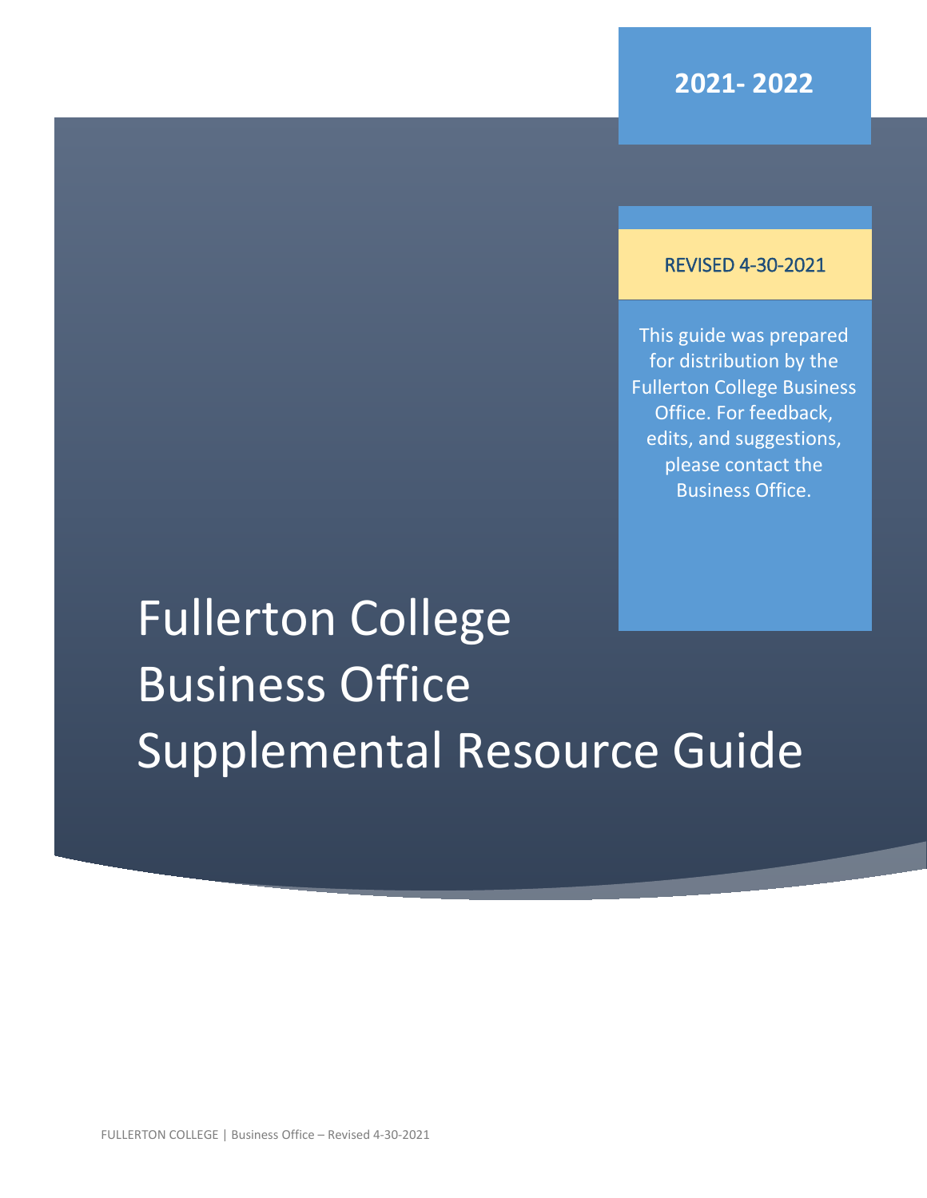**2021- 2022**

REVISED 4-30-2021

This guide was prepared for distribution by the Fullerton College Business Office. For feedback, edits, and suggestions, please contact the Business Office.

# Fullerton College Business Office Supplemental Resource Guide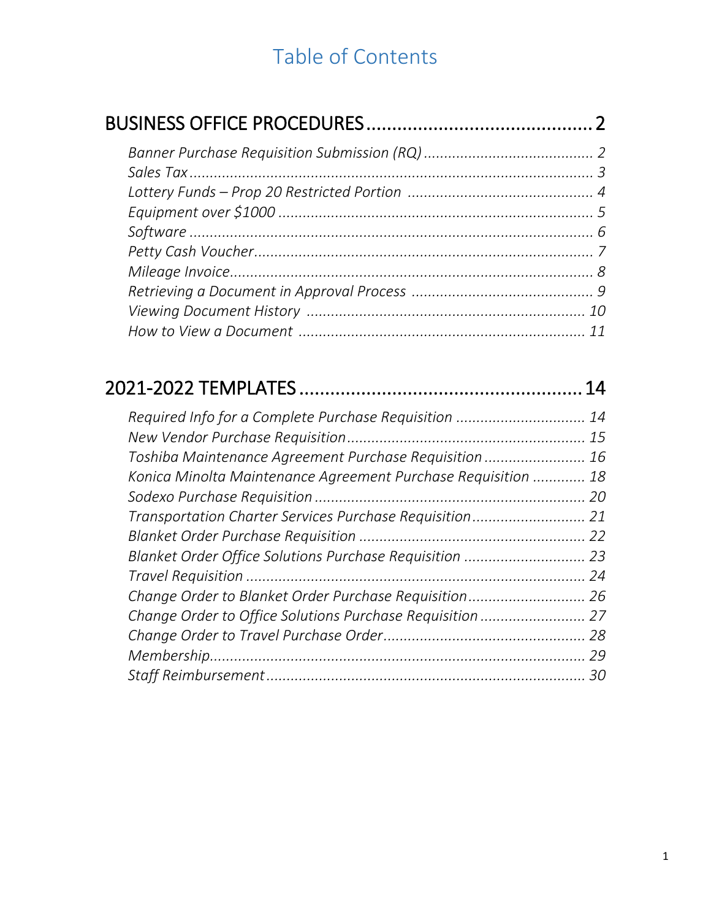# Table of Contents

## BUSINESS OFFICE PROCEDURES ........................................ 2

*Banner Purchase Requisition Submission (RQ)* ........................................ *2*
*Sales Tax* ........................................ *3*
*Lottery Funds – Prop 20 Restricted Portion* ........................................ *4*
*Equipment over $1000* ........................................ *5*
*Software* ........................................ *6*
*Petty Cash Voucher* ........................................ *7*
*Mileage Invoice* ........................................ *8*
*Retrieving a Document in Approval Process* ........................................ *9*
*Viewing Document History* ........................................ *10*
*How to View a Document* ........................................ *11*

## 2021-2022 TEMPLATES ........................................ 14

*Required Info for a Complete Purchase Requisition* ........................................ *14*
*New Vendor Purchase Requisition* ........................................ *15*
*Toshiba Maintenance Agreement Purchase Requisition* ........................................ *16*
*Konica Minolta Maintenance Agreement Purchase Requisition* ........................................ *18*
*Sodexo Purchase Requisition* ........................................ *20*
*Transportation Charter Services Purchase Requisition* ........................................ *21*
*Blanket Order Purchase Requisition* ........................................ *22*
*Blanket Order Office Solutions Purchase Requisition* ........................................ *23*
*Travel Requisition* ........................................ *24*
*Change Order to Blanket Order Purchase Requisition* ........................................ *26*
*Change Order to Office Solutions Purchase Requisition* ........................................ *27*
*Change Order to Travel Purchase Order* ........................................ *28*
*Membership* ........................................ *29*
*Staff Reimbursement* ........................................ *30*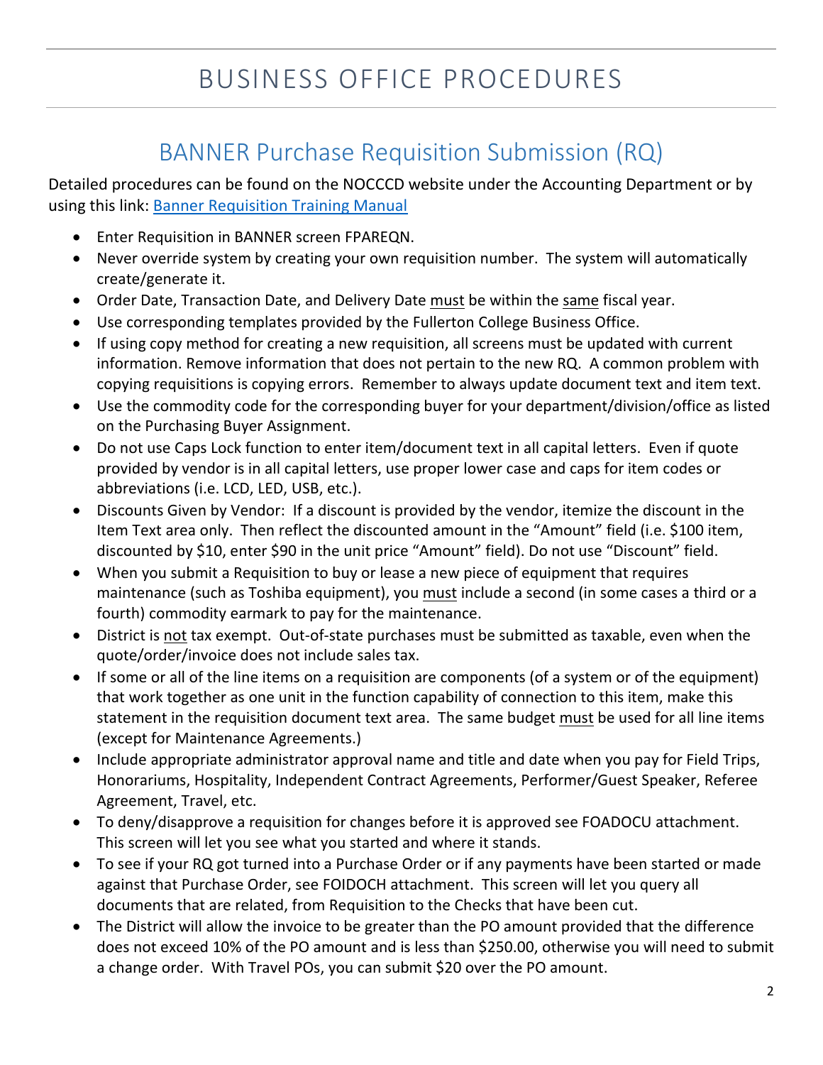# BUSINESS OFFICE PROCEDURES

## BANNER Purchase Requisition Submission (RQ)

Detailed procedures can be found on the NOCCCD website under the Accounting Department or by using this link: Banner Requisition Training Manual

- Enter Requisition in BANNER screen FPAREQN.
- Never override system by creating your own requisition number. The system will automatically create/generate it.
- Order Date, Transaction Date, and Delivery Date must be within the same fiscal year.
- Use corresponding templates provided by the Fullerton College Business Office.
- If using copy method for creating a new requisition, all screens must be updated with current information. Remove information that does not pertain to the new RQ. A common problem with copying requisitions is copying errors. Remember to always update document text and item text.
- Use the commodity code for the corresponding buyer for your department/division/office as listed on the Purchasing Buyer Assignment.
- Do not use Caps Lock function to enter item/document text in all capital letters. Even if quote provided by vendor is in all capital letters, use proper lower case and caps for item codes or abbreviations (i.e. LCD, LED, USB, etc.).
- Discounts Given by Vendor: If a discount is provided by the vendor, itemize the discount in the Item Text area only. Then reflect the discounted amount in the "Amount" field (i.e. $100 item, discounted by $10, enter $90 in the unit price "Amount" field). Do not use "Discount" field.
- When you submit a Requisition to buy or lease a new piece of equipment that requires maintenance (such as Toshiba equipment), you must include a second (in some cases a third or a fourth) commodity earmark to pay for the maintenance.
- District is not tax exempt. Out-of-state purchases must be submitted as taxable, even when the quote/order/invoice does not include sales tax.
- If some or all of the line items on a requisition are components (of a system or of the equipment) that work together as one unit in the function capability of connection to this item, make this statement in the requisition document text area. The same budget must be used for all line items (except for Maintenance Agreements.)
- Include appropriate administrator approval name and title and date when you pay for Field Trips, Honorariums, Hospitality, Independent Contract Agreements, Performer/Guest Speaker, Referee Agreement, Travel, etc.
- To deny/disapprove a requisition for changes before it is approved see FOADOCU attachment. This screen will let you see what you started and where it stands.
- To see if your RQ got turned into a Purchase Order or if any payments have been started or made against that Purchase Order, see FOIDOCH attachment. This screen will let you query all documents that are related, from Requisition to the Checks that have been cut.
- The District will allow the invoice to be greater than the PO amount provided that the difference does not exceed 10% of the PO amount and is less than $250.00, otherwise you will need to submit a change order. With Travel POs, you can submit $20 over the PO amount.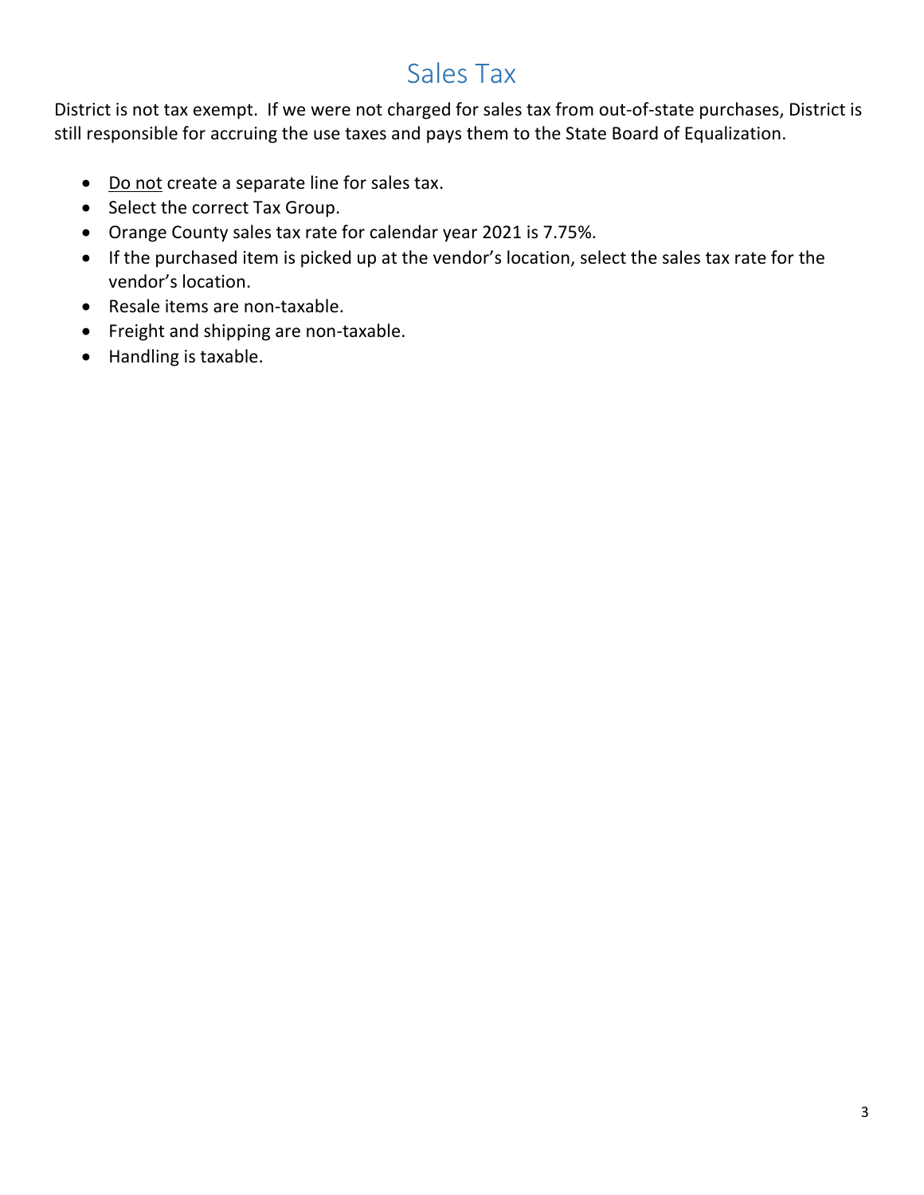# Sales Tax

District is not tax exempt. If we were not charged for sales tax from out-of-state purchases, District is still responsible for accruing the use taxes and pays them to the State Board of Equalization.

- <u>Do not</u> create a separate line for sales tax.
- Select the correct Tax Group.
- Orange County sales tax rate for calendar year 2021 is 7.75%.
- If the purchased item is picked up at the vendor's location, select the sales tax rate for the vendor's location.
- Resale items are non-taxable.
- Freight and shipping are non-taxable.
- Handling is taxable.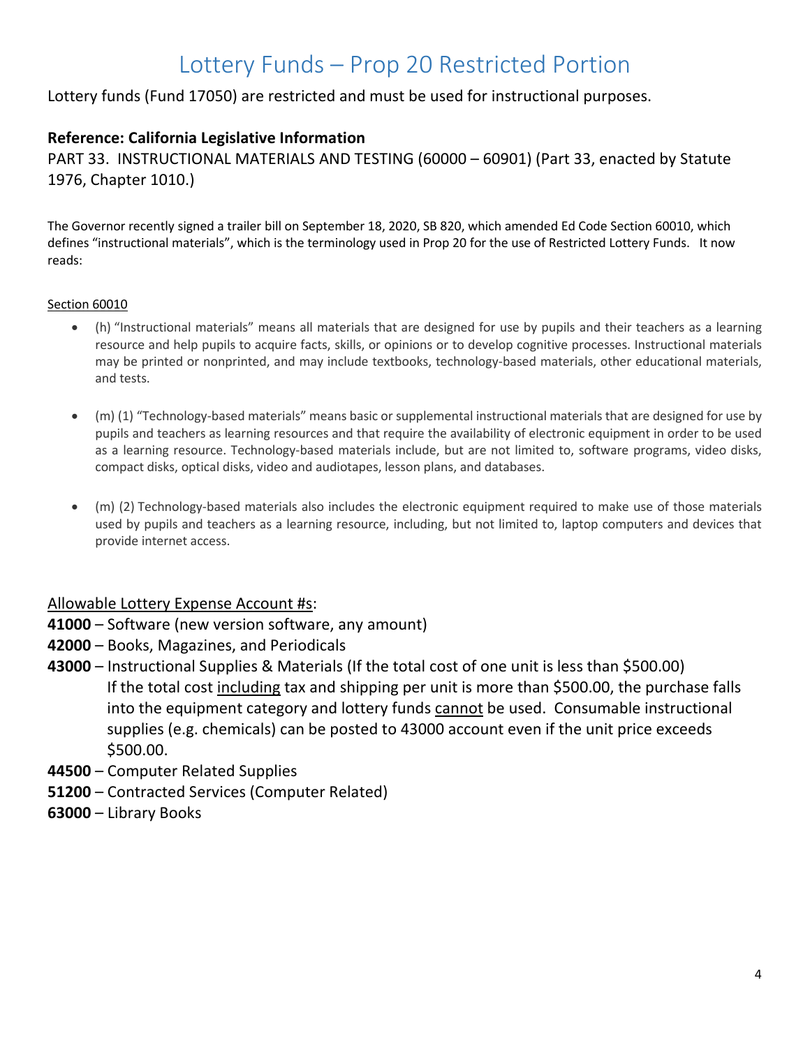# Lottery Funds – Prop 20 Restricted Portion

Lottery funds (Fund 17050) are restricted and must be used for instructional purposes.

**Reference: California Legislative Information**

PART 33. INSTRUCTIONAL MATERIALS AND TESTING (60000 – 60901) (Part 33, enacted by Statute 1976, Chapter 1010.)

The Governor recently signed a trailer bill on September 18, 2020, SB 820, which amended Ed Code Section 60010, which defines "instructional materials", which is the terminology used in Prop 20 for the use of Restricted Lottery Funds. It now reads:

<u>Section 60010</u>

- (h) "Instructional materials" means all materials that are designed for use by pupils and their teachers as a learning resource and help pupils to acquire facts, skills, or opinions or to develop cognitive processes. Instructional materials may be printed or nonprinted, and may include textbooks, technology-based materials, other educational materials, and tests.
- (m) (1) "Technology-based materials" means basic or supplemental instructional materials that are designed for use by pupils and teachers as learning resources and that require the availability of electronic equipment in order to be used as a learning resource. Technology-based materials include, but are not limited to, software programs, video disks, compact disks, optical disks, video and audiotapes, lesson plans, and databases.
- (m) (2) Technology-based materials also includes the electronic equipment required to make use of those materials used by pupils and teachers as a learning resource, including, but not limited to, laptop computers and devices that provide internet access.

<u>Allowable Lottery Expense Account #s</u>:

**41000** – Software (new version software, any amount)

**42000** – Books, Magazines, and Periodicals

**43000** – Instructional Supplies & Materials (If the total cost of one unit is less than $500.00)
If the total cost <u>including</u> tax and shipping per unit is more than $500.00, the purchase falls into the equipment category and lottery funds <u>cannot</u> be used. Consumable instructional supplies (e.g. chemicals) can be posted to 43000 account even if the unit price exceeds $500.00.

**44500** – Computer Related Supplies

**51200** – Contracted Services (Computer Related)

**63000** – Library Books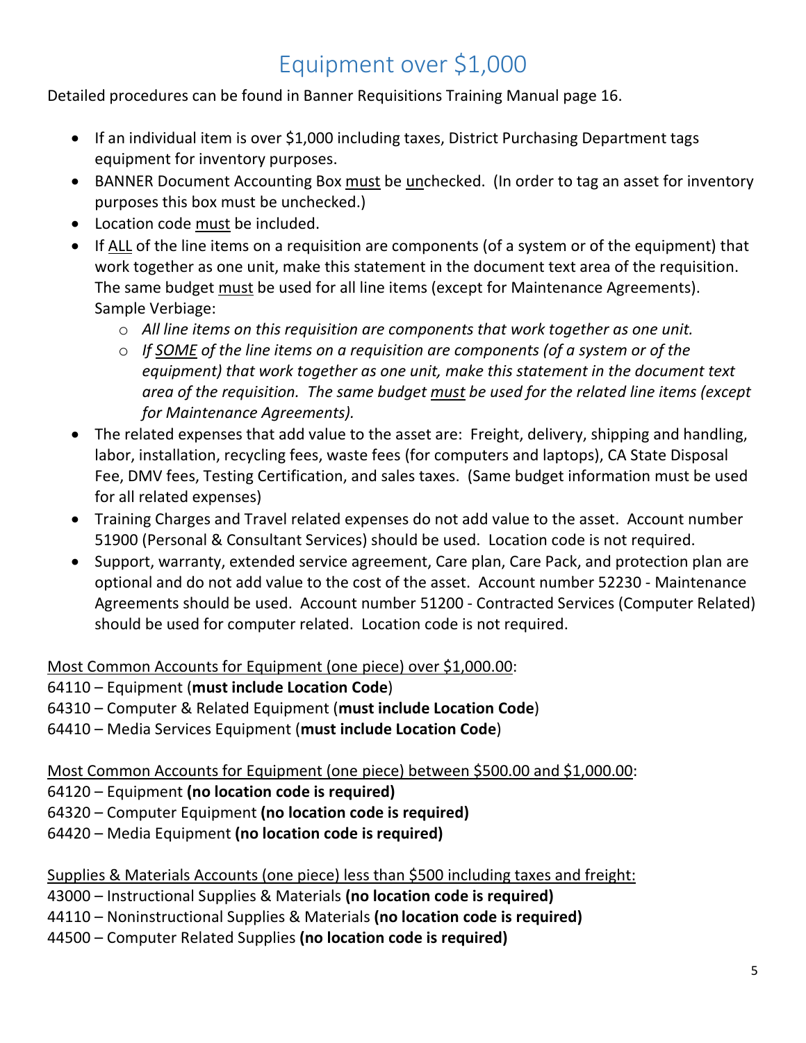# Equipment over $1,000

Detailed procedures can be found in Banner Requisitions Training Manual page 16.

- If an individual item is over $1,000 including taxes, District Purchasing Department tags equipment for inventory purposes.
- BANNER Document Accounting Box must be unchecked. (In order to tag an asset for inventory purposes this box must be unchecked.)
- Location code must be included.
- If ALL of the line items on a requisition are components (of a system or of the equipment) that work together as one unit, make this statement in the document text area of the requisition. The same budget must be used for all line items (except for Maintenance Agreements). Sample Verbiage:
  - *All line items on this requisition are components that work together as one unit.*
  - *If SOME of the line items on a requisition are components (of a system or of the equipment) that work together as one unit, make this statement in the document text area of the requisition. The same budget must be used for the related line items (except for Maintenance Agreements).*
- The related expenses that add value to the asset are: Freight, delivery, shipping and handling, labor, installation, recycling fees, waste fees (for computers and laptops), CA State Disposal Fee, DMV fees, Testing Certification, and sales taxes. (Same budget information must be used for all related expenses)
- Training Charges and Travel related expenses do not add value to the asset. Account number 51900 (Personal & Consultant Services) should be used. Location code is not required.
- Support, warranty, extended service agreement, Care plan, Care Pack, and protection plan are optional and do not add value to the cost of the asset. Account number 52230 - Maintenance Agreements should be used. Account number 51200 - Contracted Services (Computer Related) should be used for computer related. Location code is not required.

Most Common Accounts for Equipment (one piece) over $1,000.00:

64110 – Equipment (**must include Location Code**)
64310 – Computer & Related Equipment (**must include Location Code**)
64410 – Media Services Equipment (**must include Location Code**)

Most Common Accounts for Equipment (one piece) between $500.00 and $1,000.00:

64120 – Equipment **(no location code is required)**
64320 – Computer Equipment **(no location code is required)**
64420 – Media Equipment **(no location code is required)**

Supplies & Materials Accounts (one piece) less than $500 including taxes and freight:

43000 – Instructional Supplies & Materials **(no location code is required)**
44110 – Noninstructional Supplies & Materials **(no location code is required)**
44500 – Computer Related Supplies **(no location code is required)**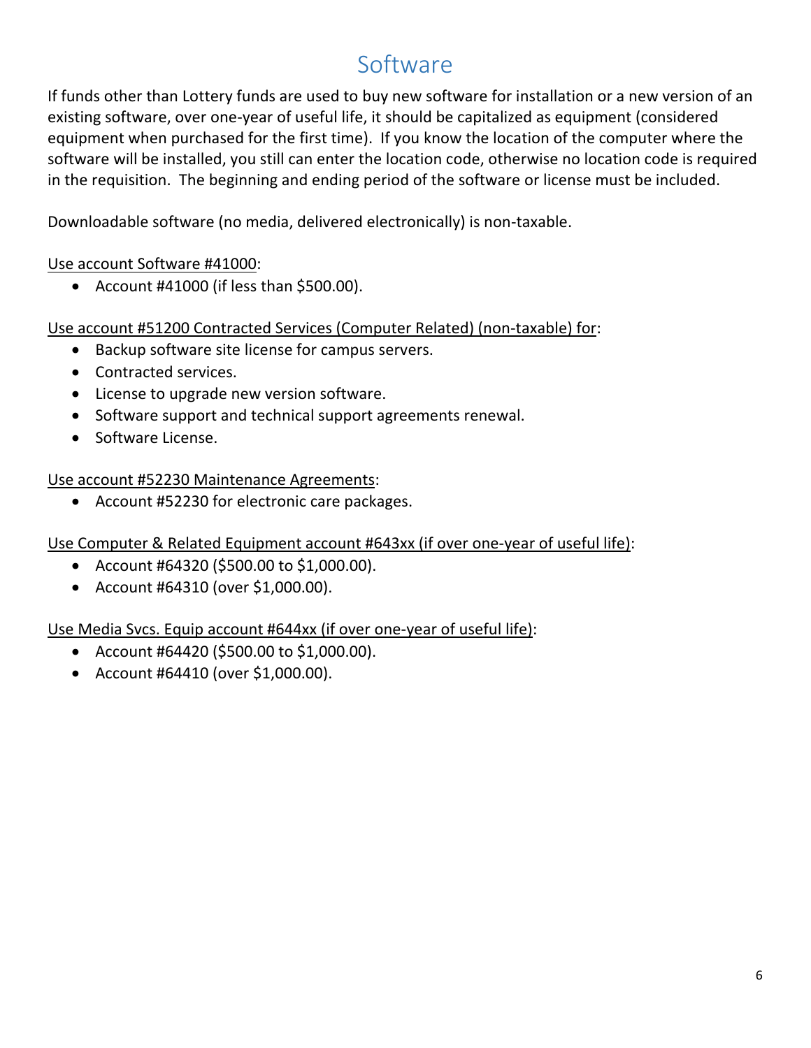# Software

If funds other than Lottery funds are used to buy new software for installation or a new version of an existing software, over one-year of useful life, it should be capitalized as equipment (considered equipment when purchased for the first time). If you know the location of the computer where the software will be installed, you still can enter the location code, otherwise no location code is required in the requisition. The beginning and ending period of the software or license must be included.

Downloadable software (no media, delivered electronically) is non-taxable.

<u>Use account Software #41000</u>:

- Account #41000 (if less than $500.00).

<u>Use account #51200 Contracted Services (Computer Related) (non-taxable) for</u>:

- Backup software site license for campus servers.
- Contracted services.
- License to upgrade new version software.
- Software support and technical support agreements renewal.
- Software License.

<u>Use account #52230 Maintenance Agreements</u>:

- Account #52230 for electronic care packages.

<u>Use Computer & Related Equipment account #643xx (if over one-year of useful life)</u>:

- Account #64320 ($500.00 to $1,000.00).
- Account #64310 (over $1,000.00).

<u>Use Media Svcs. Equip account #644xx (if over one-year of useful life)</u>:

- Account #64420 ($500.00 to $1,000.00).
- Account #64410 (over $1,000.00).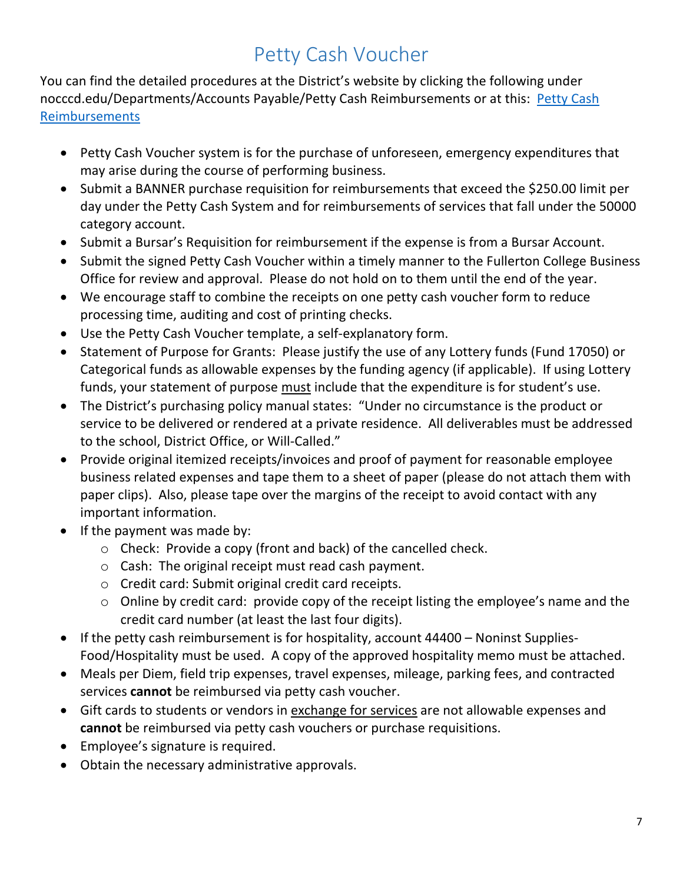# Petty Cash Voucher

You can find the detailed procedures at the District's website by clicking the following under nocccd.edu/Departments/Accounts Payable/Petty Cash Reimbursements or at this: [Petty Cash Reimbursements]()

- Petty Cash Voucher system is for the purchase of unforeseen, emergency expenditures that may arise during the course of performing business.
- Submit a BANNER purchase requisition for reimbursements that exceed the $250.00 limit per day under the Petty Cash System and for reimbursements of services that fall under the 50000 category account.
- Submit a Bursar's Requisition for reimbursement if the expense is from a Bursar Account.
- Submit the signed Petty Cash Voucher within a timely manner to the Fullerton College Business Office for review and approval. Please do not hold on to them until the end of the year.
- We encourage staff to combine the receipts on one petty cash voucher form to reduce processing time, auditing and cost of printing checks.
- Use the Petty Cash Voucher template, a self-explanatory form.
- Statement of Purpose for Grants: Please justify the use of any Lottery funds (Fund 17050) or Categorical funds as allowable expenses by the funding agency (if applicable). If using Lottery funds, your statement of purpose <u>must</u> include that the expenditure is for student's use.
- The District's purchasing policy manual states: "Under no circumstance is the product or service to be delivered or rendered at a private residence. All deliverables must be addressed to the school, District Office, or Will-Called."
- Provide original itemized receipts/invoices and proof of payment for reasonable employee business related expenses and tape them to a sheet of paper (please do not attach them with paper clips). Also, please tape over the margins of the receipt to avoid contact with any important information.
- If the payment was made by:
  - Check: Provide a copy (front and back) of the cancelled check.
  - Cash: The original receipt must read cash payment.
  - Credit card: Submit original credit card receipts.
  - Online by credit card: provide copy of the receipt listing the employee's name and the credit card number (at least the last four digits).
- If the petty cash reimbursement is for hospitality, account 44400 – Noninst Supplies-Food/Hospitality must be used. A copy of the approved hospitality memo must be attached.
- Meals per Diem, field trip expenses, travel expenses, mileage, parking fees, and contracted services **cannot** be reimbursed via petty cash voucher.
- Gift cards to students or vendors in <u>exchange for services</u> are not allowable expenses and **cannot** be reimbursed via petty cash vouchers or purchase requisitions.
- Employee's signature is required.
- Obtain the necessary administrative approvals.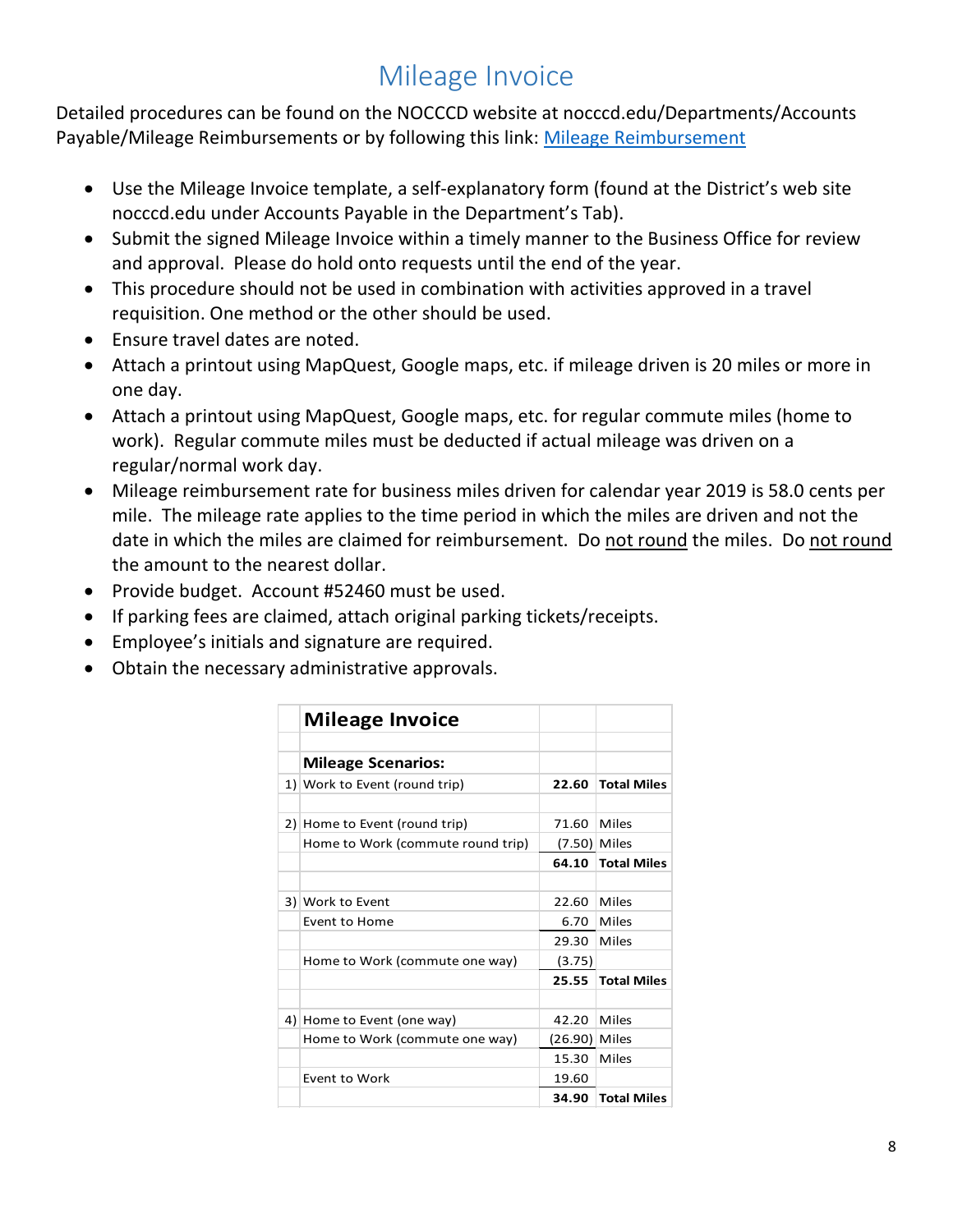# Mileage Invoice

Detailed procedures can be found on the NOCCCD website at nocccd.edu/Departments/Accounts Payable/Mileage Reimbursements or by following this link: [Mileage Reimbursement]()

- Use the Mileage Invoice template, a self-explanatory form (found at the District's web site nocccd.edu under Accounts Payable in the Department's Tab).
- Submit the signed Mileage Invoice within a timely manner to the Business Office for review and approval. Please do hold onto requests until the end of the year.
- This procedure should not be used in combination with activities approved in a travel requisition. One method or the other should be used.
- Ensure travel dates are noted.
- Attach a printout using MapQuest, Google maps, etc. if mileage driven is 20 miles or more in one day.
- Attach a printout using MapQuest, Google maps, etc. for regular commute miles (home to work). Regular commute miles must be deducted if actual mileage was driven on a regular/normal work day.
- Mileage reimbursement rate for business miles driven for calendar year 2019 is 58.0 cents per mile. The mileage rate applies to the time period in which the miles are driven and not the date in which the miles are claimed for reimbursement. Do not round the miles. Do not round the amount to the nearest dollar.
- Provide budget. Account #52460 must be used.
- If parking fees are claimed, attach original parking tickets/receipts.
- Employee's initials and signature are required.
- Obtain the necessary administrative approvals.

| | **Mileage Invoice** | | |
|---|---|---|---|
| | | | |
| | **Mileage Scenarios:** | | |
| 1) | Work to Event (round trip) | **22.60** | **Total Miles** |
| | | | |
| 2) | Home to Event (round trip) | 71.60 | Miles |
| | Home to Work (commute round trip) | (7.50) | Miles |
| | | **64.10** | **Total Miles** |
| | | | |
| 3) | Work to Event | 22.60 | Miles |
| | Event to Home | 6.70 | Miles |
| | | 29.30 | Miles |
| | Home to Work (commute one way) | (3.75) | |
| | | **25.55** | **Total Miles** |
| | | | |
| 4) | Home to Event (one way) | 42.20 | Miles |
| | Home to Work (commute one way) | (26.90) | Miles |
| | | 15.30 | Miles |
| | Event to Work | 19.60 | |
| | | **34.90** | **Total Miles** |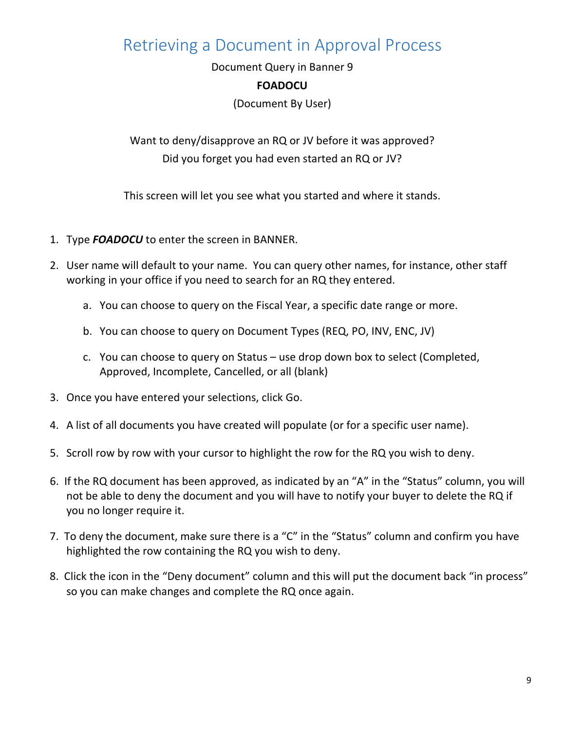# Retrieving a Document in Approval Process

Document Query in Banner 9

**FOADOCU**

(Document By User)

Want to deny/disapprove an RQ or JV before it was approved?
Did you forget you had even started an RQ or JV?

This screen will let you see what you started and where it stands.

1. Type ***FOADOCU*** to enter the screen in BANNER.
2. User name will default to your name. You can query other names, for instance, other staff working in your office if you need to search for an RQ they entered.
   a. You can choose to query on the Fiscal Year, a specific date range or more.
   b. You can choose to query on Document Types (REQ, PO, INV, ENC, JV)
   c. You can choose to query on Status – use drop down box to select (Completed, Approved, Incomplete, Cancelled, or all (blank)
3. Once you have entered your selections, click Go.
4. A list of all documents you have created will populate (or for a specific user name).
5. Scroll row by row with your cursor to highlight the row for the RQ you wish to deny.
6. If the RQ document has been approved, as indicated by an "A" in the "Status" column, you will not be able to deny the document and you will have to notify your buyer to delete the RQ if you no longer require it.
7. To deny the document, make sure there is a "C" in the "Status" column and confirm you have highlighted the row containing the RQ you wish to deny.
8. Click the icon in the "Deny document" column and this will put the document back "in process" so you can make changes and complete the RQ once again.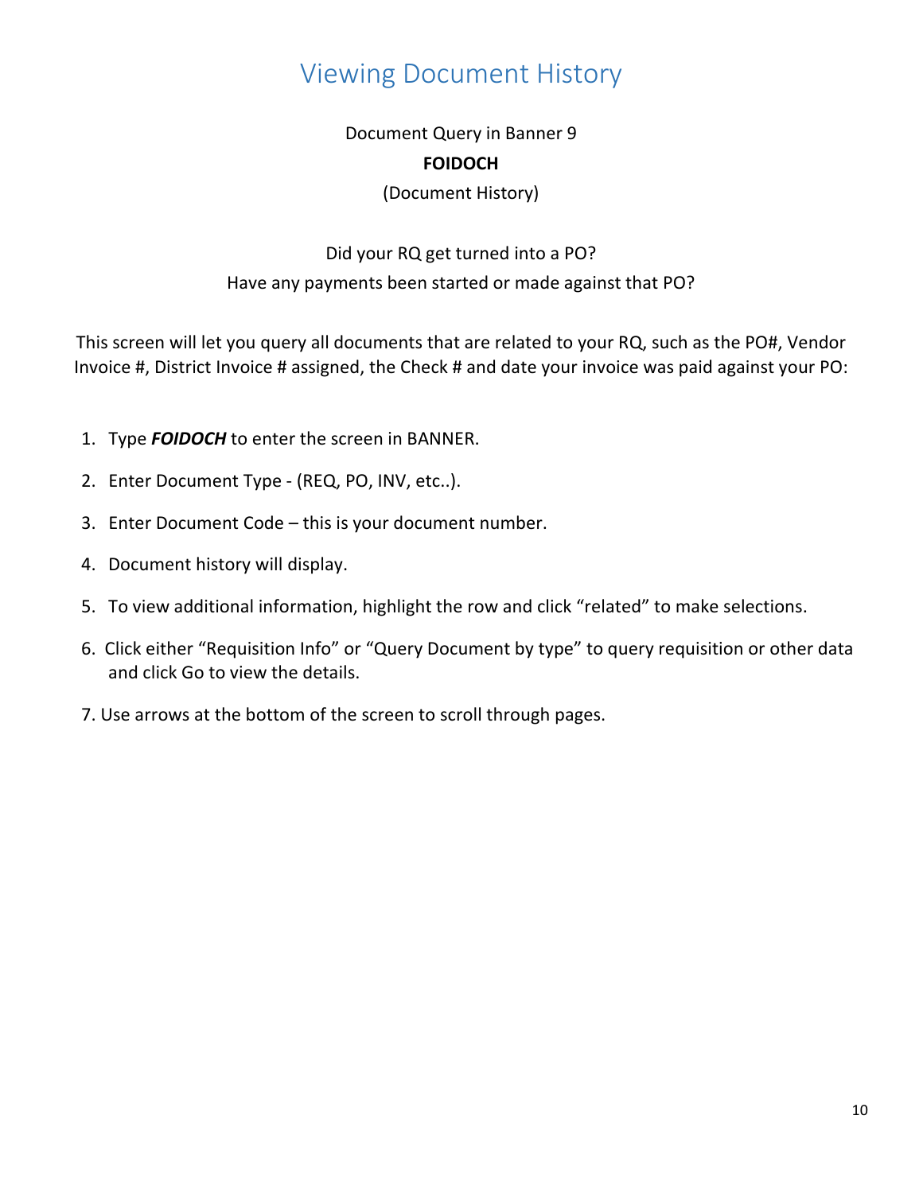# Viewing Document History

Document Query in Banner 9

**FOIDOCH**

(Document History)

Did your RQ get turned into a PO?

Have any payments been started or made against that PO?

This screen will let you query all documents that are related to your RQ, such as the PO#, Vendor Invoice #, District Invoice # assigned, the Check # and date your invoice was paid against your PO:

1. Type ***FOIDOCH*** to enter the screen in BANNER.
2. Enter Document Type - (REQ, PO, INV, etc..).
3. Enter Document Code – this is your document number.
4. Document history will display.
5. To view additional information, highlight the row and click "related" to make selections.
6. Click either "Requisition Info" or "Query Document by type" to query requisition or other data and click Go to view the details.
7. Use arrows at the bottom of the screen to scroll through pages.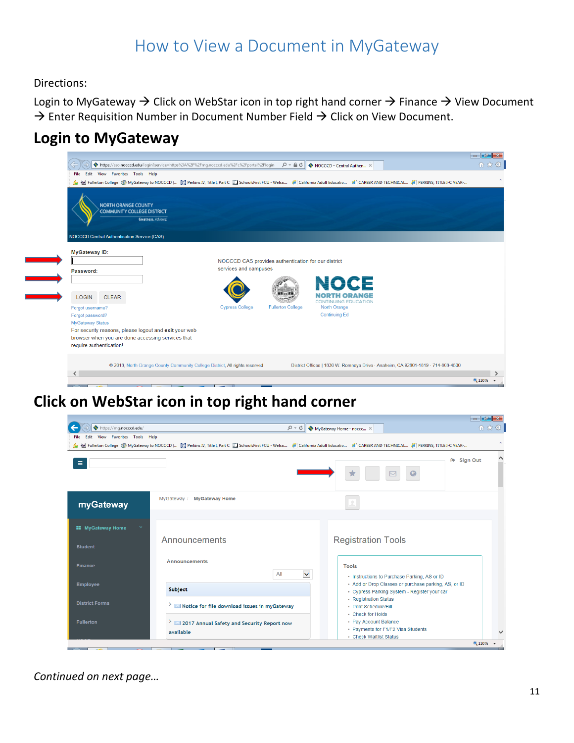# How to View a Document in MyGateway

Directions:

Login to MyGateway → Click on WebStar icon in top right hand corner → Finance → View Document → Enter Requisition Number in Document Number Field → Click on View Document.

## Login to MyGateway

## Click on WebStar icon in top right hand corner

*Continued on next page…*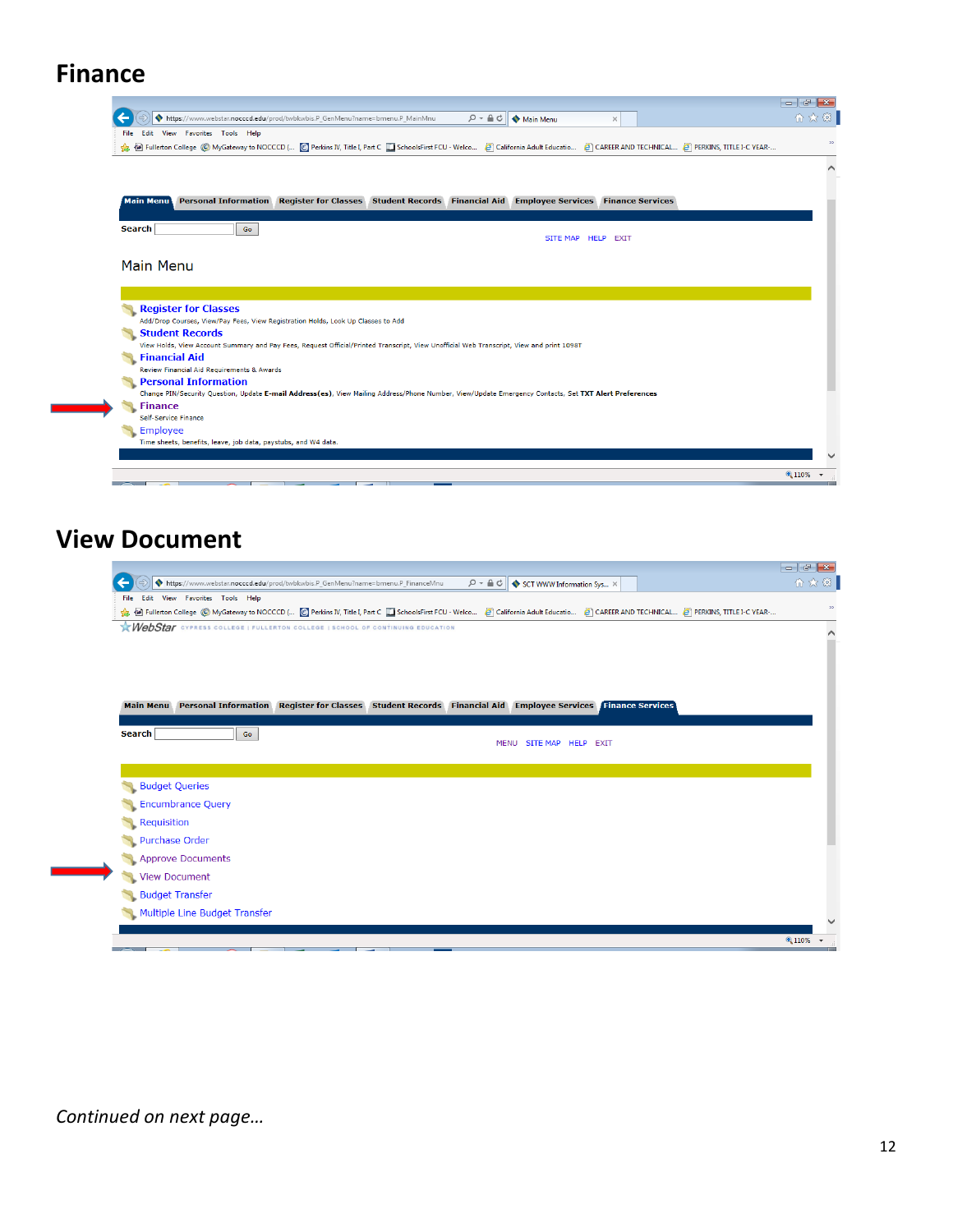# Finance

Main Menu | Personal Information | Register for Classes | Student Records | Financial Aid | Employee Services | Finance Services

Search [ ] Go

SITE MAP HELP EXIT

Main Menu

**Register for Classes**
Add/Drop Courses, View/Pay Fees, View Registration Holds, Look Up Classes to Add

**Student Records**
View Holds, View Account Summary and Pay Fees, Request Official/Printed Transcript, View Unofficial Web Transcript, View and print 1098T

**Financial Aid**
Review Financial Aid Requirements & Awards

**Personal Information**
Change PIN/Security Question, Update **E-mail Address(es)**, View Mailing Address/Phone Number, View/Update Emergency Contacts, Set **TXT Alert Preferences**

**Finance**
Self-Service Finance

Employee
Time sheets, benefits, leave, job data, paystubs, and W4 data.

# View Document

WebStar CYPRESS COLLEGE | FULLERTON COLLEGE | SCHOOL OF CONTINUING EDUCATION

Main Menu | Personal Information | Register for Classes | Student Records | Financial Aid | Employee Services | Finance Services

Search [ ] Go

MENU SITE MAP HELP EXIT

- Budget Queries
- Encumbrance Query
- Requisition
- Purchase Order
- Approve Documents
- View Document
- Budget Transfer
- Multiple Line Budget Transfer

*Continued on next page…*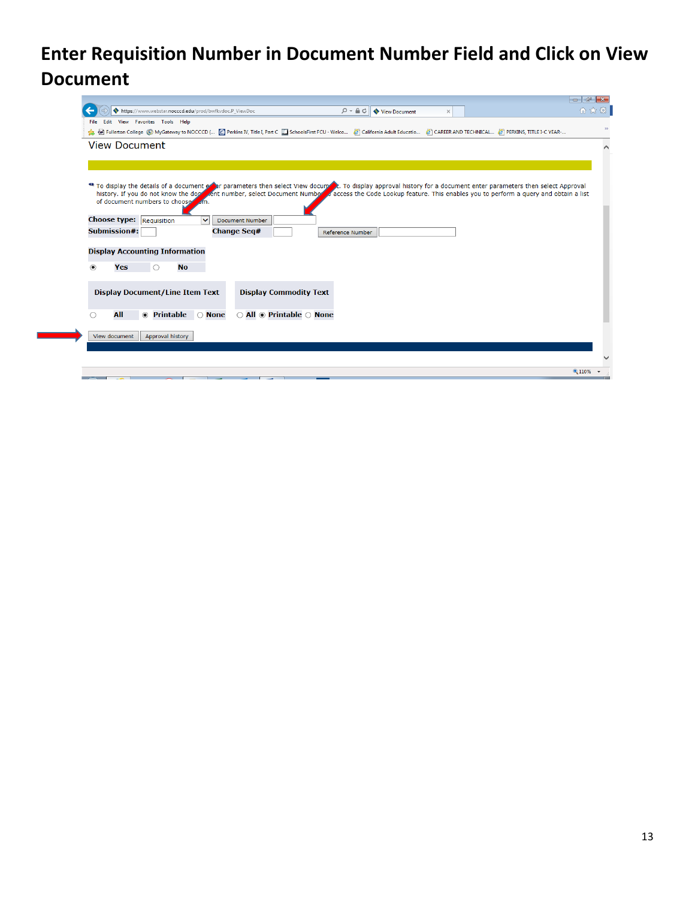# Enter Requisition Number in Document Number Field and Click on View Document

View Document

To display the details of a document enter parameters then select View document. To display approval history for a document enter parameters then select Approval history. If you do not know the document number, select Document Number to access the Code Lookup feature. This enables you to perform a query and obtain a list of document numbers to choose from.

Choose type: Requisition | Document Number
Submission#: | Change Seq# | Reference Number

**Display Accounting Information**

Yes | No

**Display Document/Line Item Text** — All | Printable | None

**Display Commodity Text** — All | Printable | None

View document | Approval history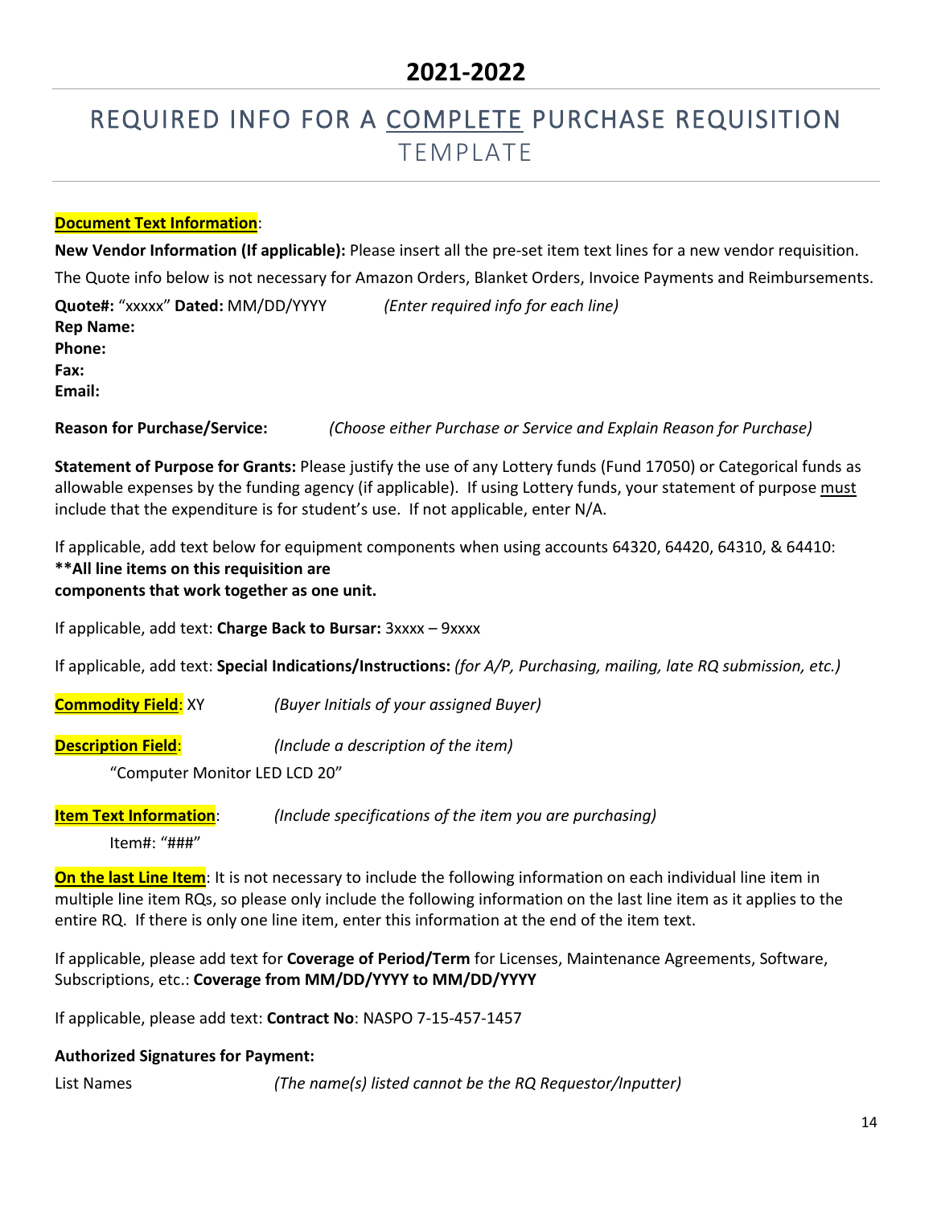# 2021-2022

## REQUIRED INFO FOR A <u>COMPLETE</u> PURCHASE REQUISITION TEMPLATE

**<u>Document Text Information</u>**:

**New Vendor Information (If applicable):** Please insert all the pre-set item text lines for a new vendor requisition.

The Quote info below is not necessary for Amazon Orders, Blanket Orders, Invoice Payments and Reimbursements.

**Quote#:** "xxxxx" **Dated:** MM/DD/YYYY *(Enter required info for each line)*
**Rep Name:**
**Phone:**
**Fax:**
**Email:**

**Reason for Purchase/Service:** *(Choose either Purchase or Service and Explain Reason for Purchase)*

**Statement of Purpose for Grants:** Please justify the use of any Lottery funds (Fund 17050) or Categorical funds as allowable expenses by the funding agency (if applicable). If using Lottery funds, your statement of purpose <u>must</u> include that the expenditure is for student's use. If not applicable, enter N/A.

If applicable, add text below for equipment components when using accounts 64320, 64420, 64310, & 64410:
**\*\*All line items on this requisition are**
**components that work together as one unit.**

If applicable, add text: **Charge Back to Bursar:** 3xxxx – 9xxxx

If applicable, add text: **Special Indications/Instructions:** *(for A/P, Purchasing, mailing, late RQ submission, etc.)*

**<u>Commodity Field</u>**: XY *(Buyer Initials of your assigned Buyer)*

**<u>Description Field</u>**: *(Include a description of the item)*

"Computer Monitor LED LCD 20"

**<u>Item Text Information</u>**: *(Include specifications of the item you are purchasing)*

Item#: "###"

**<u>On the last Line Item</u>**: It is not necessary to include the following information on each individual line item in multiple line item RQs, so please only include the following information on the last line item as it applies to the entire RQ. If there is only one line item, enter this information at the end of the item text.

If applicable, please add text for **Coverage of Period/Term** for Licenses, Maintenance Agreements, Software, Subscriptions, etc.: **Coverage from MM/DD/YYYY to MM/DD/YYYY**

If applicable, please add text: **Contract No**: NASPO 7-15-457-1457

**Authorized Signatures for Payment:**

List Names *(The name(s) listed cannot be the RQ Requestor/Inputter)*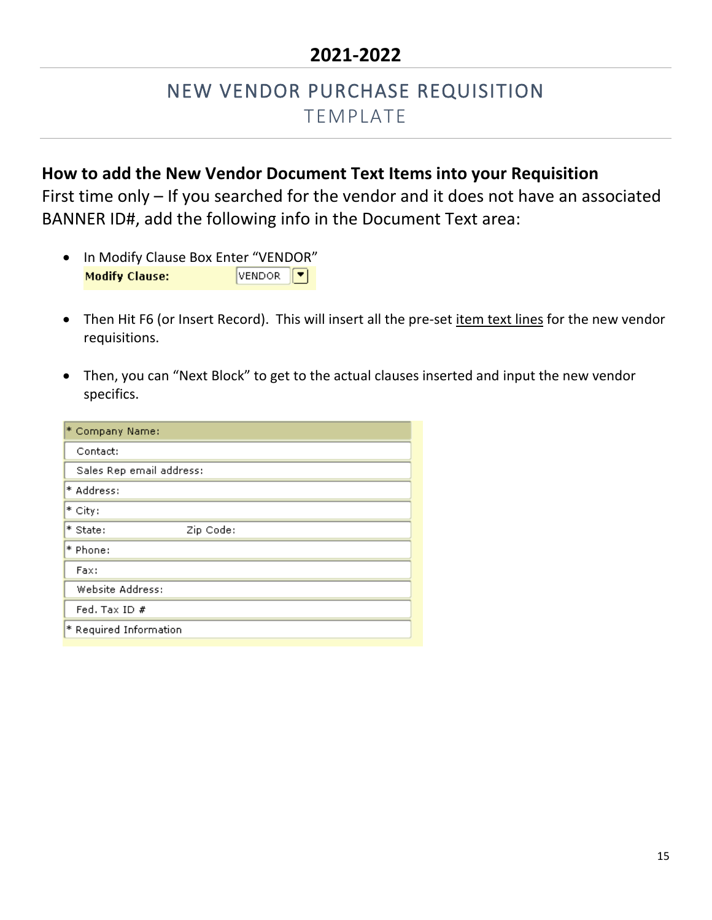# 2021-2022

## NEW VENDOR PURCHASE REQUISITION
TEMPLATE

### How to add the New Vendor Document Text Items into your Requisition

First time only – If you searched for the vendor and it does not have an associated BANNER ID#, add the following info in the Document Text area:

- In Modify Clause Box Enter "VENDOR"
  **Modify Clause:** VENDOR
- Then Hit F6 (or Insert Record). This will insert all the pre-set item text lines for the new vendor requisitions.
- Then, you can "Next Block" to get to the actual clauses inserted and input the new vendor specifics.

| |
|---|
| * Company Name: |
| Contact: |
| Sales Rep email address: |
| * Address: |
| * City: |
| * State: Zip Code: |
| * Phone: |
| Fax: |
| Website Address: |
| Fed. Tax ID # |
| * Required Information |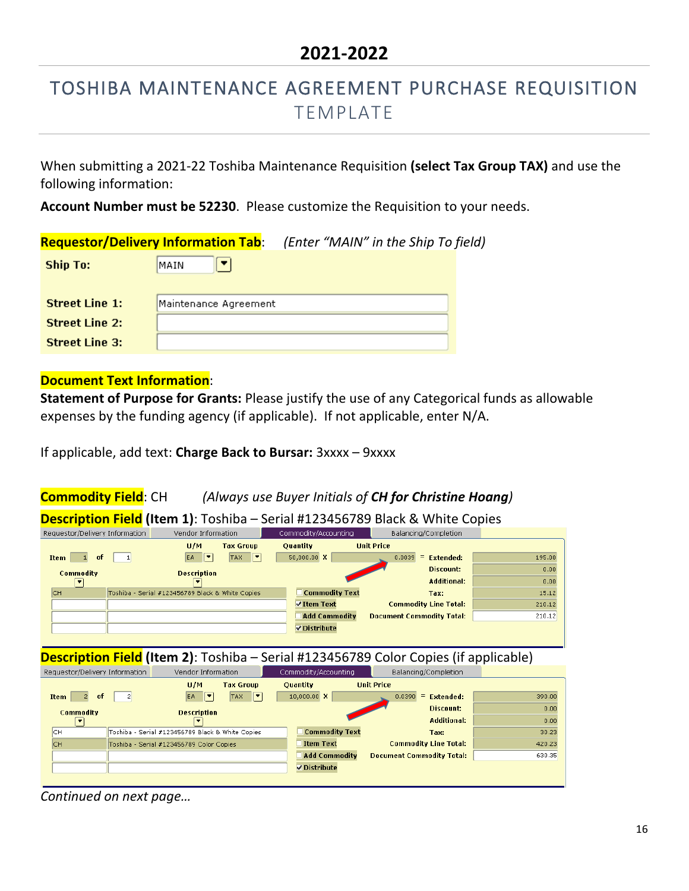# 2021-2022

## TOSHIBA MAINTENANCE AGREEMENT PURCHASE REQUISITION TEMPLATE

When submitting a 2021-22 Toshiba Maintenance Requisition **(select Tax Group TAX)** and use the following information:

**Account Number must be 52230**. Please customize the Requisition to your needs.

**Requestor/Delivery Information Tab**: *(Enter "MAIN" in the Ship To field)*

| | |
|---|---|
| **Ship To:** | MAIN |
| **Street Line 1:** | Maintenance Agreement |
| **Street Line 2:** | |
| **Street Line 3:** | |

**Document Text Information**:

**Statement of Purpose for Grants:** Please justify the use of any Categorical funds as allowable expenses by the funding agency (if applicable). If not applicable, enter N/A.

If applicable, add text: **Charge Back to Bursar:** 3xxxx – 9xxxx

**Commodity Field**: CH *(Always use Buyer Initials of **CH for Christine Hoang**)*

**Description Field (Item 1)**: Toshiba – Serial #123456789 Black & White Copies

Requestor/Delivery Information | Vendor Information | Commodity/Accounting | Balancing/Completion

| Field | Value |
|---|---|
| Item | 1 of 1 |
| U/M | EA |
| Tax Group | TAX |
| Quantity | 50,000.00 |
| Unit Price | 0.0039 |
| Extended | 195.00 |
| Discount | 0.00 |
| Additional | 0.00 |
| Tax | 15.12 |
| Commodity Line Total | 210.12 |
| Document Commodity Total | 210.12 |

| Commodity | Description |
|---|---|
| CH | Toshiba - Serial #123456789 Black & White Copies |

☐ Commodity Text ☑ Item Text ☐ Add Commodity ☑ Distribute

**Description Field (Item 2)**: Toshiba – Serial #123456789 Color Copies (if applicable)

Requestor/Delivery Information | Vendor Information | Commodity/Accounting | Balancing/Completion

| Field | Value |
|---|---|
| Item | 2 of 2 |
| U/M | EA |
| Tax Group | TAX |
| Quantity | 10,000.00 |
| Unit Price | 0.0390 |
| Extended | 390.00 |
| Discount | 0.00 |
| Additional | 0.00 |
| Tax | 30.23 |
| Commodity Line Total | 420.23 |
| Document Commodity Total | 630.35 |

| Commodity | Description |
|---|---|
| CH | Toshiba - Serial #123456789 Black & White Copies |
| CH | Toshiba - Serial #123456789 Color Copies |

☐ Commodity Text ☐ Item Text ☐ Add Commodity ☑ Distribute

*Continued on next page…*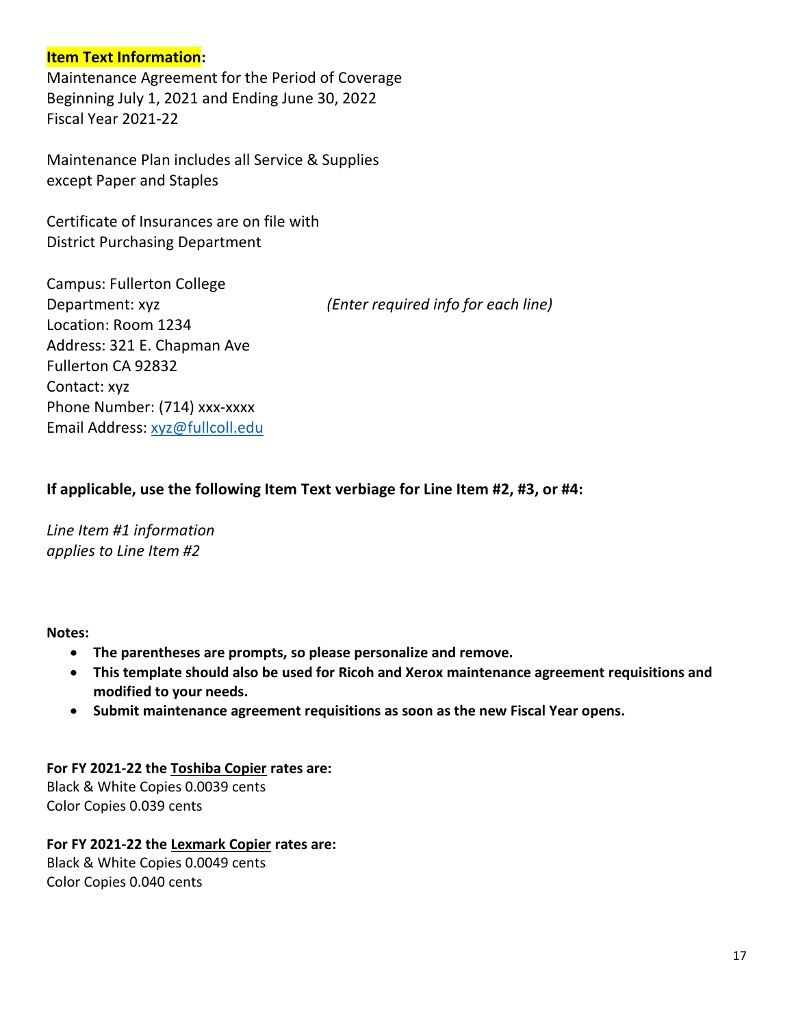**Item Text Information:**

Maintenance Agreement for the Period of Coverage
Beginning July 1, 2021 and Ending June 30, 2022
Fiscal Year 2021-22

Maintenance Plan includes all Service & Supplies
except Paper and Staples

Certificate of Insurances are on file with
District Purchasing Department

Campus: Fullerton College
Department: xyz *(Enter required info for each line)*
Location: Room 1234
Address: 321 E. Chapman Ave
Fullerton CA 92832
Contact: xyz
Phone Number: (714) xxx-xxxx
Email Address: [xyz@fullcoll.edu](mailto:xyz@fullcoll.edu)

**If applicable, use the following Item Text verbiage for Line Item #2, #3, or #4:**

*Line Item #1 information*
*applies to Line Item #2*

**Notes:**

- **The parentheses are prompts, so please personalize and remove.**
- **This template should also be used for Ricoh and Xerox maintenance agreement requisitions and modified to your needs.**
- **Submit maintenance agreement requisitions as soon as the new Fiscal Year opens.**

**For FY 2021-22 the <u>Toshiba Copier</u> rates are:**
Black & White Copies 0.0039 cents
Color Copies 0.039 cents

**For FY 2021-22 the <u>Lexmark Copier</u> rates are:**
Black & White Copies 0.0049 cents
Color Copies 0.040 cents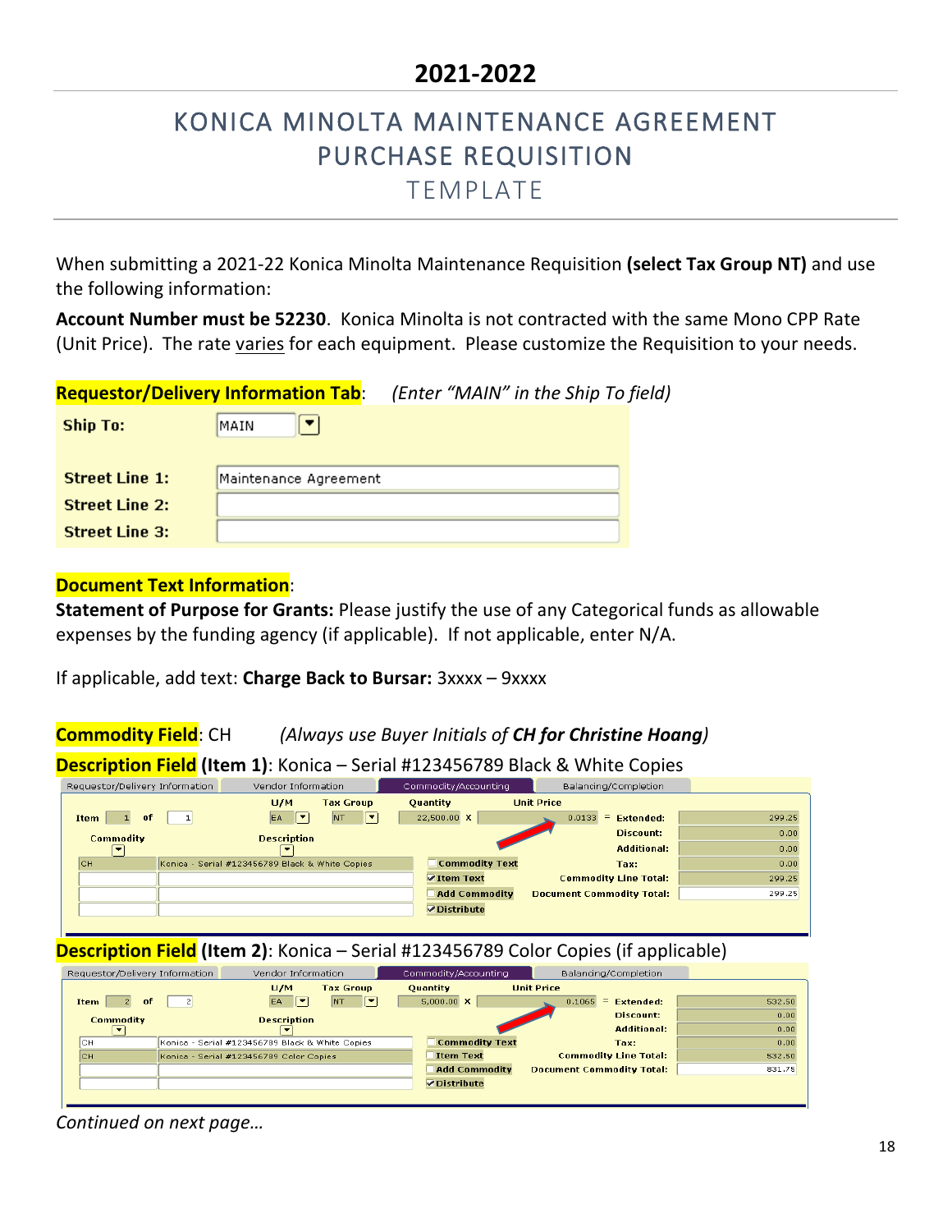# 2021-2022

## KONICA MINOLTA MAINTENANCE AGREEMENT PURCHASE REQUISITION TEMPLATE

When submitting a 2021-22 Konica Minolta Maintenance Requisition **(select Tax Group NT)** and use the following information:

**Account Number must be 52230**. Konica Minolta is not contracted with the same Mono CPP Rate (Unit Price). The rate varies for each equipment. Please customize the Requisition to your needs.

**Requestor/Delivery Information Tab**: *(Enter "MAIN" in the Ship To field)*

| | |
|---|---|
| **Ship To:** | MAIN |
| **Street Line 1:** | Maintenance Agreement |
| **Street Line 2:** | |
| **Street Line 3:** | |

**Document Text Information**:

**Statement of Purpose for Grants:** Please justify the use of any Categorical funds as allowable expenses by the funding agency (if applicable). If not applicable, enter N/A.

If applicable, add text: **Charge Back to Bursar:** 3xxxx – 9xxxx

**Commodity Field**: CH *(Always use Buyer Initials of **CH for Christine Hoang**)*

**Description Field (Item 1)**: Konica – Serial #123456789 Black & White Copies

Requestor/Delivery Information | Vendor Information | Commodity/Accounting | Balancing/Completion

Item 1 of 1 — U/M: EA — Tax Group: NT — Quantity: 22,500.00 X Unit Price: 0.0133 = Extended: 299.25

| Commodity | Description |
|---|---|
| CH | Konica - Serial #123456789 Black & White Copies |

| | |
|---|---|
| Discount: | 0.00 |
| Additional: | 0.00 |
| Tax: | 0.00 |
| Commodity Line Total: | 299.25 |
| Document Commodity Total: | 299.25 |

☐ Commodity Text ☑ Item Text ☐ Add Commodity ☑ Distribute

**Description Field (Item 2)**: Konica – Serial #123456789 Color Copies (if applicable)

Requestor/Delivery Information | Vendor Information | Commodity/Accounting | Balancing/Completion

Item 2 of 2 — U/M: EA — Tax Group: NT — Quantity: 5,000.00 X Unit Price: 0.1065 = Extended: 532.50

| Commodity | Description |
|---|---|
| CH | Konica - Serial #123456789 Black & White Copies |
| CH | Konica - Serial #123456789 Color Copies |

| | |
|---|---|
| Discount: | 0.00 |
| Additional: | 0.00 |
| Tax: | 0.00 |
| Commodity Line Total: | 532.50 |
| Document Commodity Total: | 831.75 |

☐ Commodity Text ☐ Item Text ☐ Add Commodity ☑ Distribute

*Continued on next page…*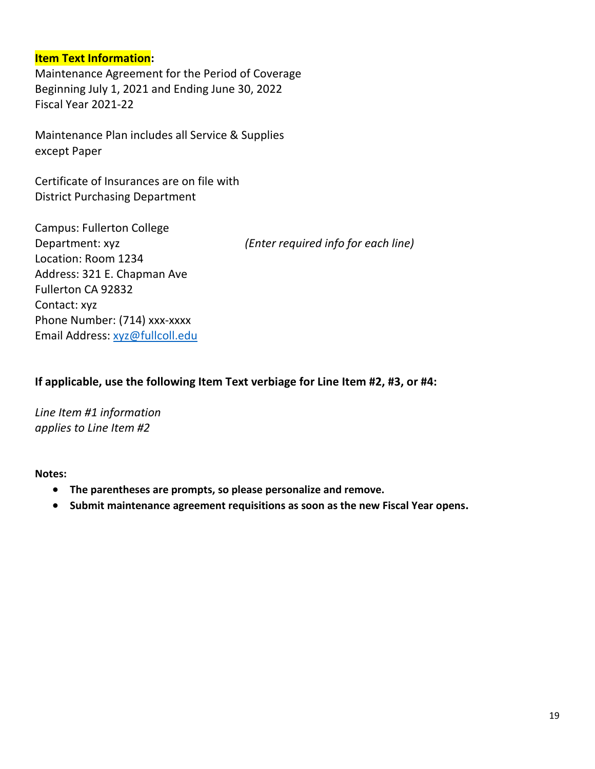**Item Text Information**:
Maintenance Agreement for the Period of Coverage
Beginning July 1, 2021 and Ending June 30, 2022
Fiscal Year 2021-22

Maintenance Plan includes all Service & Supplies
except Paper

Certificate of Insurances are on file with
District Purchasing Department

Campus: Fullerton College
Department: xyz *(Enter required info for each line)*
Location: Room 1234
Address: 321 E. Chapman Ave
Fullerton CA 92832
Contact: xyz
Phone Number: (714) xxx-xxxx
Email Address: xyz@fullcoll.edu

**If applicable, use the following Item Text verbiage for Line Item #2, #3, or #4:**

*Line Item #1 information*
*applies to Line Item #2*

**Notes:**

- **The parentheses are prompts, so please personalize and remove.**
- **Submit maintenance agreement requisitions as soon as the new Fiscal Year opens.**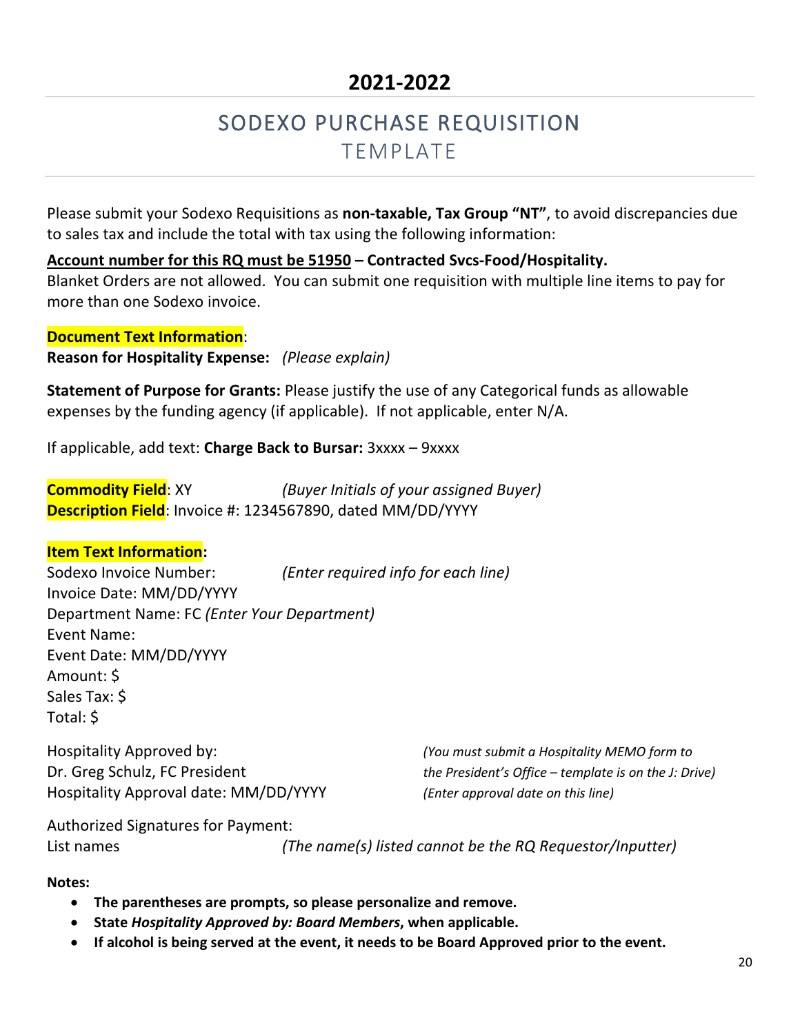# 2021-2022

## SODEXO PURCHASE REQUISITION
### TEMPLATE

Please submit your Sodexo Requisitions as **non-taxable, Tax Group "NT"**, to avoid discrepancies due to sales tax and include the total with tax using the following information:

**<u>Account number for this RQ must be 51950</u> – Contracted Svcs-Food/Hospitality.**
Blanket Orders are not allowed. You can submit one requisition with multiple line items to pay for more than one Sodexo invoice.

**Document Text Information**:
**Reason for Hospitality Expense:** *(Please explain)*

**Statement of Purpose for Grants:** Please justify the use of any Categorical funds as allowable expenses by the funding agency (if applicable). If not applicable, enter N/A.

If applicable, add text: **Charge Back to Bursar:** 3xxxx – 9xxxx

**Commodity Field**: XY *(Buyer Initials of your assigned Buyer)*
**Description Field**: Invoice #: 1234567890, dated MM/DD/YYYY

**Item Text Information:**
Sodexo Invoice Number: *(Enter required info for each line)*
Invoice Date: MM/DD/YYYY
Department Name: FC *(Enter Your Department)*
Event Name:
Event Date: MM/DD/YYYY
Amount: $
Sales Tax: $
Total: $

Hospitality Approved by: *(You must submit a Hospitality MEMO form to*
Dr. Greg Schulz, FC President *the President's Office – template is on the J: Drive)*
Hospitality Approval date: MM/DD/YYYY *(Enter approval date on this line)*

Authorized Signatures for Payment:
List names *(The name(s) listed cannot be the RQ Requestor/Inputter)*

**Notes:**

- **The parentheses are prompts, so please personalize and remove.**
- **State *Hospitality Approved by: Board Members*, when applicable.**
- **If alcohol is being served at the event, it needs to be Board Approved prior to the event.**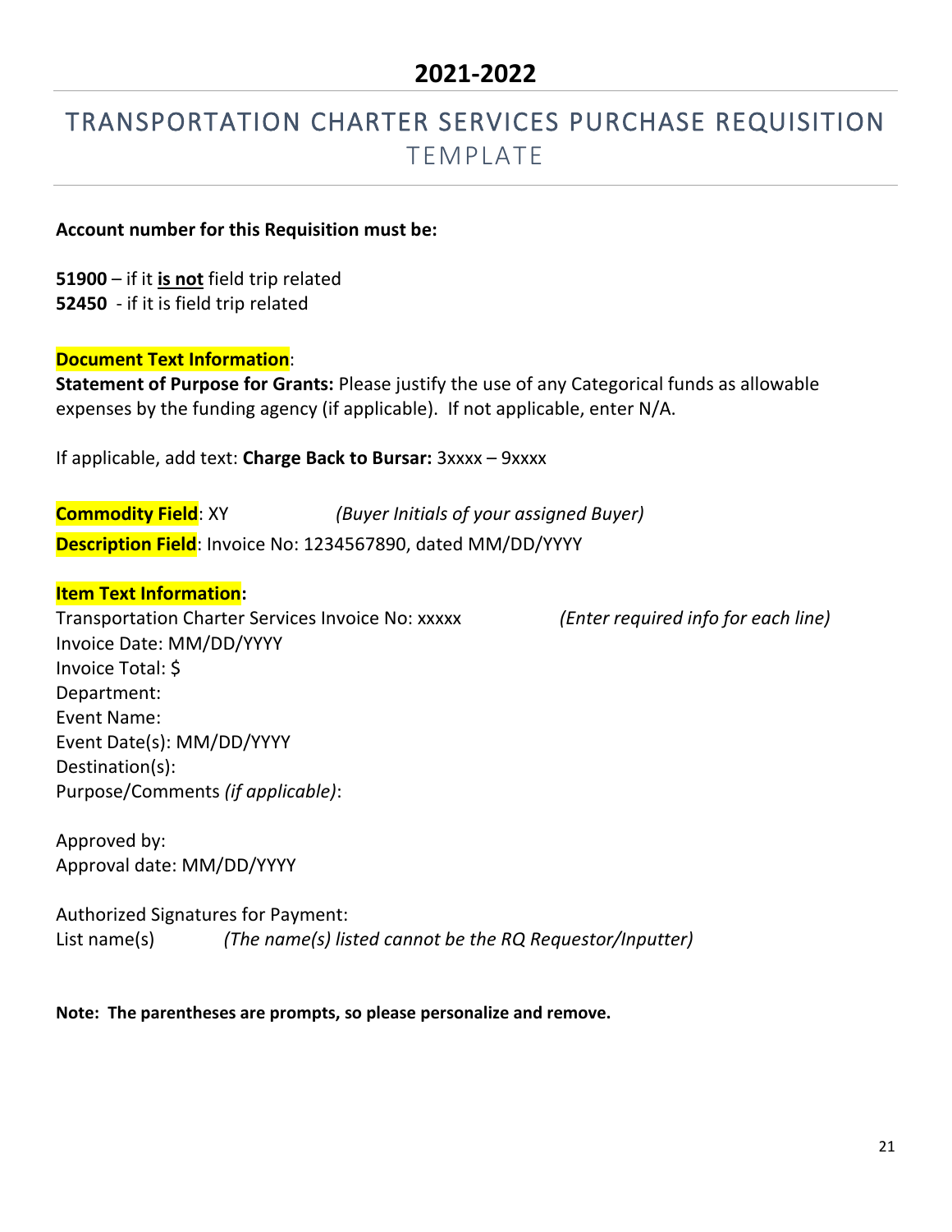## 2021-2022

# TRANSPORTATION CHARTER SERVICES PURCHASE REQUISITION TEMPLATE

**Account number for this Requisition must be:**

**51900** – if it **<u>is not</u>** field trip related
**52450** - if it is field trip related

**Document Text Information**:
**Statement of Purpose for Grants:** Please justify the use of any Categorical funds as allowable expenses by the funding agency (if applicable). If not applicable, enter N/A.

If applicable, add text: **Charge Back to Bursar:** 3xxxx – 9xxxx

**Commodity Field**: XY *(Buyer Initials of your assigned Buyer)*
**Description Field**: Invoice No: 1234567890, dated MM/DD/YYYY

**Item Text Information:**
Transportation Charter Services Invoice No: xxxxx *(Enter required info for each line)*
Invoice Date: MM/DD/YYYY
Invoice Total: $
Department:
Event Name:
Event Date(s): MM/DD/YYYY
Destination(s):
Purpose/Comments *(if applicable)*:

Approved by:
Approval date: MM/DD/YYYY

Authorized Signatures for Payment:
List name(s) *(The name(s) listed cannot be the RQ Requestor/Inputter)*

**Note: The parentheses are prompts, so please personalize and remove.**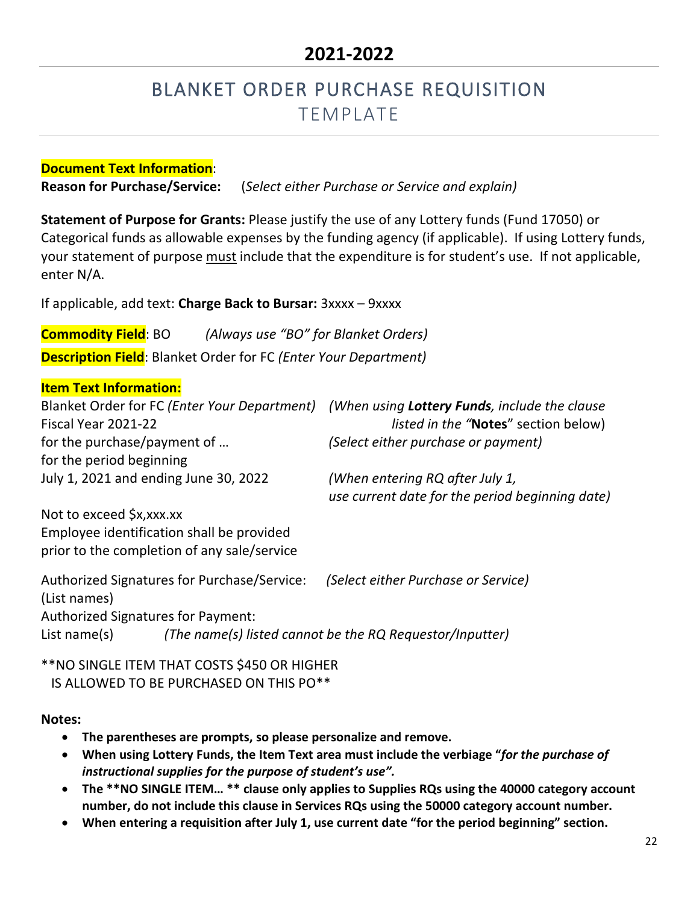# 2021-2022

## BLANKET ORDER PURCHASE REQUISITION
TEMPLATE

**Document Text Information**:

**Reason for Purchase/Service:** (*Select either Purchase or Service and explain)*

**Statement of Purpose for Grants:** Please justify the use of any Lottery funds (Fund 17050) or Categorical funds as allowable expenses by the funding agency (if applicable). If using Lottery funds, your statement of purpose must include that the expenditure is for student's use. If not applicable, enter N/A.

If applicable, add text: **Charge Back to Bursar:** 3xxxx – 9xxxx

**Commodity Field**: BO *(Always use "BO" for Blanket Orders)*

**Description Field**: Blanket Order for FC *(Enter Your Department)*

**Item Text Information:**

Blanket Order for FC *(Enter Your Department)* *(When using **Lottery Funds**, include the clause listed in the "***Notes***" section below)*
Fiscal Year 2021-22
for the purchase/payment of … *(Select either purchase or payment)*
for the period beginning
July 1, 2021 and ending June 30, 2022 *(When entering RQ after July 1, use current date for the period beginning date)*

Not to exceed $x,xxx.xx
Employee identification shall be provided
prior to the completion of any sale/service

Authorized Signatures for Purchase/Service: *(Select either Purchase or Service)*
(List names)
Authorized Signatures for Payment:
List name(s) *(The name(s) listed cannot be the RQ Requestor/Inputter)*

**NO SINGLE ITEM THAT COSTS $450 OR HIGHER
IS ALLOWED TO BE PURCHASED ON THIS PO**

**Notes:**

- **The parentheses are prompts, so please personalize and remove.**
- **When using Lottery Funds, the Item Text area must include the verbiage "*for the purchase of instructional supplies for the purpose of student's use*".**
- **The **NO SINGLE ITEM… ** clause only applies to Supplies RQs using the 40000 category account number, do not include this clause in Services RQs using the 50000 category account number.**
- **When entering a requisition after July 1, use current date "for the period beginning" section.**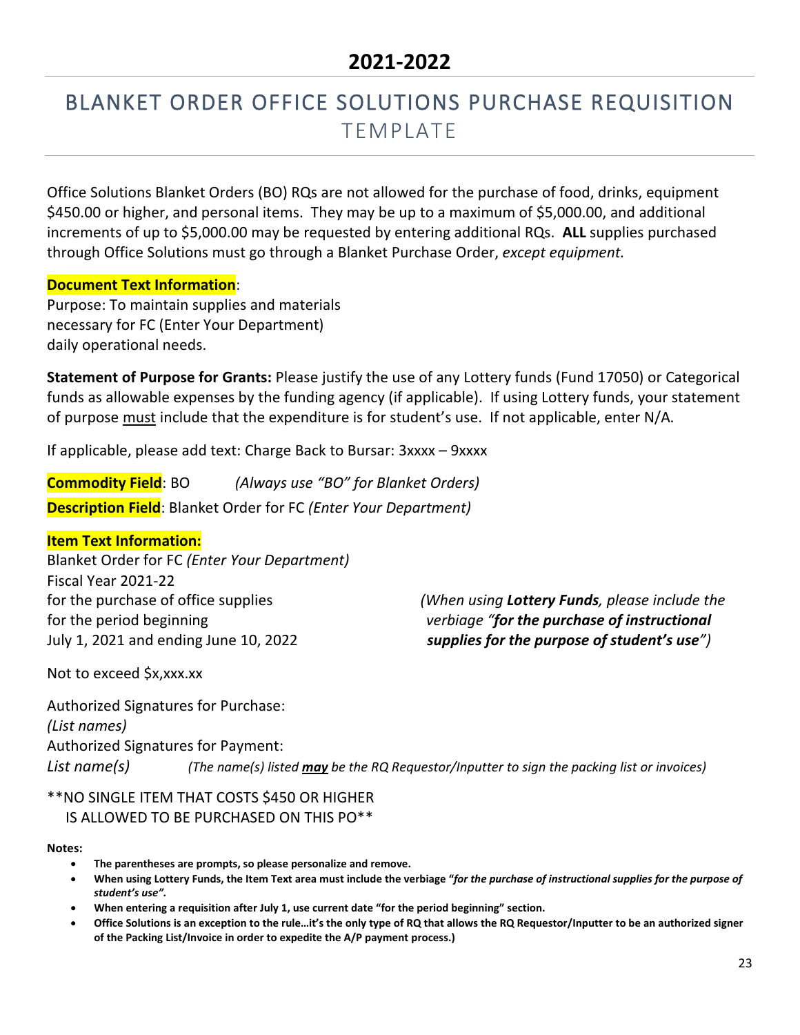# 2021-2022

## BLANKET ORDER OFFICE SOLUTIONS PURCHASE REQUISITION TEMPLATE

Office Solutions Blanket Orders (BO) RQs are not allowed for the purchase of food, drinks, equipment $450.00 or higher, and personal items. They may be up to a maximum of $5,000.00, and additional increments of up to $5,000.00 may be requested by entering additional RQs. **ALL** supplies purchased through Office Solutions must go through a Blanket Purchase Order, *except equipment.*

**Document Text Information**:
Purpose: To maintain supplies and materials
necessary for FC (Enter Your Department)
daily operational needs.

**Statement of Purpose for Grants:** Please justify the use of any Lottery funds (Fund 17050) or Categorical funds as allowable expenses by the funding agency (if applicable). If using Lottery funds, your statement of purpose must include that the expenditure is for student's use. If not applicable, enter N/A.

If applicable, please add text: Charge Back to Bursar: 3xxxx – 9xxxx

**Commodity Field**: BO *(Always use "BO" for Blanket Orders)*

**Description Field**: Blanket Order for FC *(Enter Your Department)*

**Item Text Information:**
Blanket Order for FC *(Enter Your Department)*
Fiscal Year 2021-22
for the purchase of office supplies
for the period beginning
July 1, 2021 and ending June 10, 2022

*(When using **Lottery Funds**, please include the verbiage "**for the purchase of instructional supplies for the purpose of student's use**")*

Not to exceed $x,xxx.xx

Authorized Signatures for Purchase:
*(List names)*
Authorized Signatures for Payment:
*List name(s)* *(The name(s) listed **may** be the RQ Requestor/Inputter to sign the packing list or invoices)*

**NO SINGLE ITEM THAT COSTS $450 OR HIGHER IS ALLOWED TO BE PURCHASED ON THIS PO**

**Notes:**

- **The parentheses are prompts, so please personalize and remove.**
- **When using Lottery Funds, the Item Text area must include the verbiage "*for the purchase of instructional supplies for the purpose of student's use*".**
- **When entering a requisition after July 1, use current date "for the period beginning" section.**
- **Office Solutions is an exception to the rule…it's the only type of RQ that allows the RQ Requestor/Inputter to be an authorized signer of the Packing List/Invoice in order to expedite the A/P payment process.)**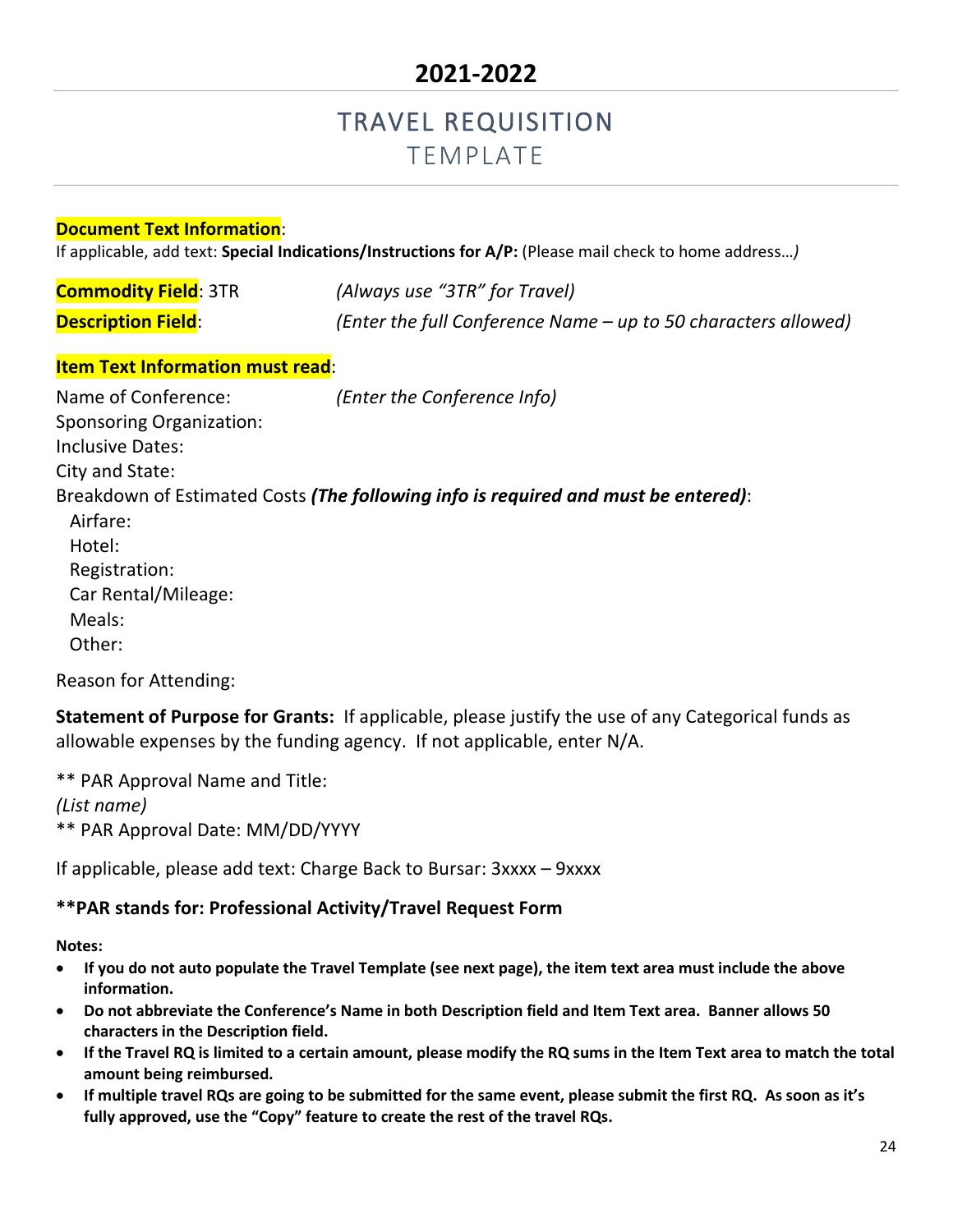# 2021-2022

## TRAVEL REQUISITION

### TEMPLATE

**Document Text Information**:

If applicable, add text: **Special Indications/Instructions for A/P:** (Please mail check to home address…*)*

**Commodity Field**: 3TR *(Always use "3TR" for Travel)*

**Description Field**: *(Enter the full Conference Name – up to 50 characters allowed)*

**Item Text Information must read**:

Name of Conference: *(Enter the Conference Info)*
Sponsoring Organization:
Inclusive Dates:
City and State:
Breakdown of Estimated Costs ***(The following info is required and must be entered)***:
  Airfare:
  Hotel:
  Registration:
  Car Rental/Mileage:
  Meals:
  Other:

Reason for Attending:

**Statement of Purpose for Grants:** If applicable, please justify the use of any Categorical funds as allowable expenses by the funding agency. If not applicable, enter N/A.

** PAR Approval Name and Title:
*(List name)*
** PAR Approval Date: MM/DD/YYYY

If applicable, please add text: Charge Back to Bursar: 3xxxx – 9xxxx

**\*\*PAR stands for: Professional Activity/Travel Request Form**

**Notes:**

- **If you do not auto populate the Travel Template (see next page), the item text area must include the above information.**
- **Do not abbreviate the Conference's Name in both Description field and Item Text area. Banner allows 50 characters in the Description field.**
- **If the Travel RQ is limited to a certain amount, please modify the RQ sums in the Item Text area to match the total amount being reimbursed.**
- **If multiple travel RQs are going to be submitted for the same event, please submit the first RQ. As soon as it's fully approved, use the "Copy" feature to create the rest of the travel RQs.**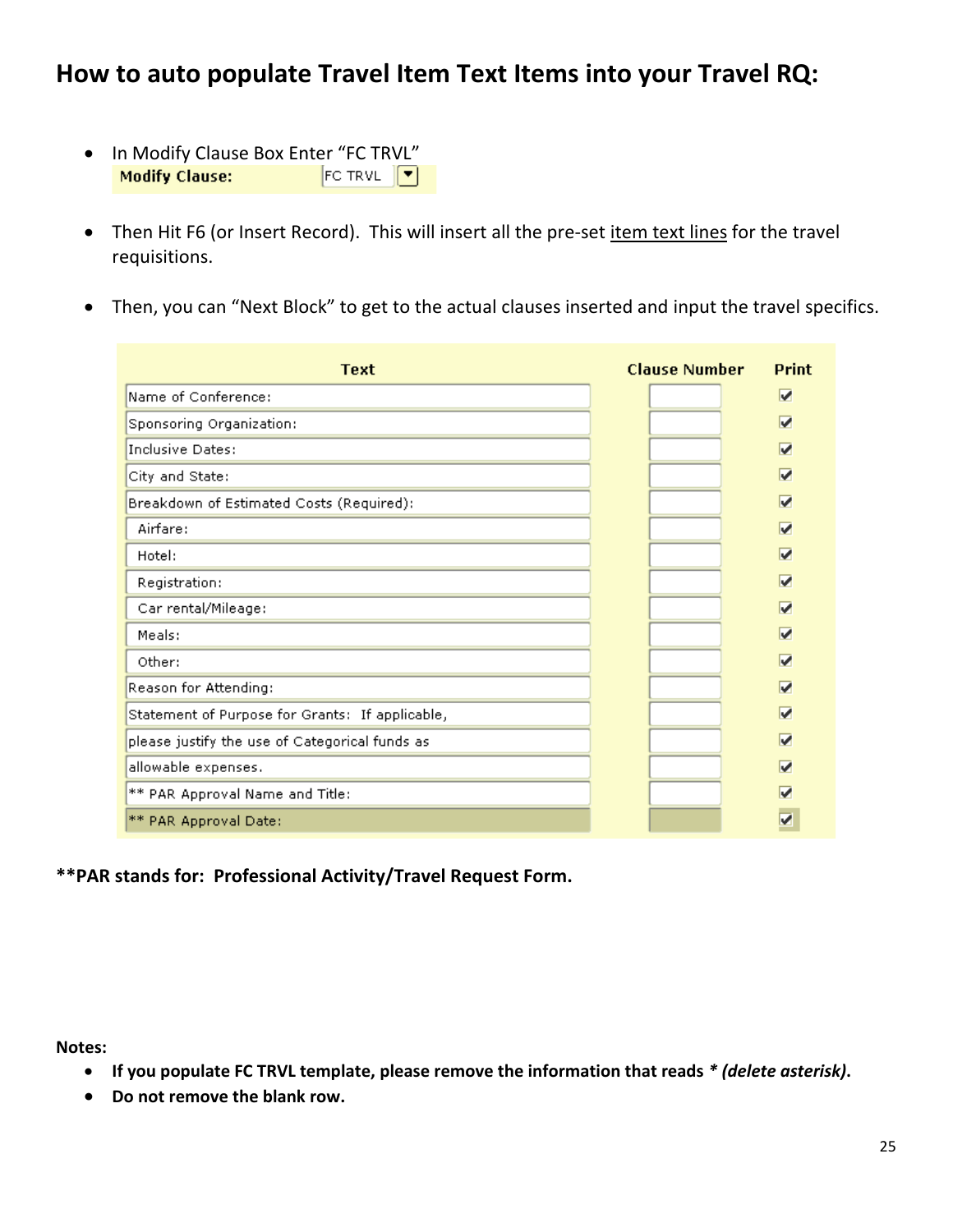# How to auto populate Travel Item Text Items into your Travel RQ:

- In Modify Clause Box Enter "FC TRVL"

  **Modify Clause:** FC TRVL

- Then Hit F6 (or Insert Record). This will insert all the pre-set item text lines for the travel requisitions.

- Then, you can "Next Block" to get to the actual clauses inserted and input the travel specifics.

| Text | Clause Number | Print |
|---|---|---|
| Name of Conference: | | ☑ |
| Sponsoring Organization: | | ☑ |
| Inclusive Dates: | | ☑ |
| City and State: | | ☑ |
| Breakdown of Estimated Costs (Required): | | ☑ |
| Airfare: | | ☑ |
| Hotel: | | ☑ |
| Registration: | | ☑ |
| Car rental/Mileage: | | ☑ |
| Meals: | | ☑ |
| Other: | | ☑ |
| Reason for Attending: | | ☑ |
| Statement of Purpose for Grants: If applicable, | | ☑ |
| please justify the use of Categorical funds as | | ☑ |
| allowable expenses. | | ☑ |
| ** PAR Approval Name and Title: | | ☑ |
| ** PAR Approval Date: | | ☑ |

****PAR stands for: Professional Activity/Travel Request Form.**

**Notes:**

- **If you populate FC TRVL template, please remove the information that reads * *(delete asterisk)*.**
- **Do not remove the blank row.**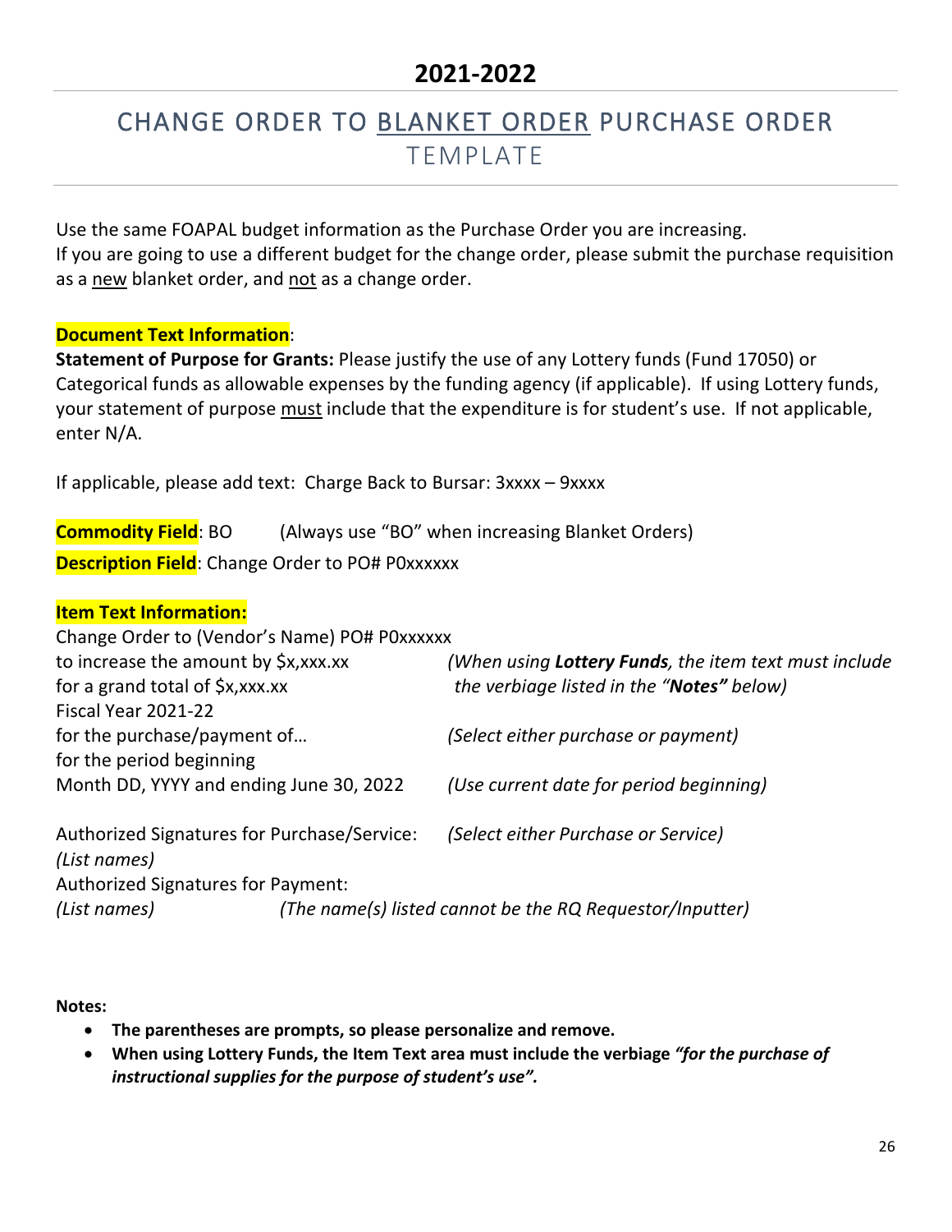# 2021-2022

## CHANGE ORDER TO BLANKET ORDER PURCHASE ORDER TEMPLATE

Use the same FOAPAL budget information as the Purchase Order you are increasing.
If you are going to use a different budget for the change order, please submit the purchase requisition as a new blanket order, and not as a change order.

**Document Text Information**:
**Statement of Purpose for Grants:** Please justify the use of any Lottery funds (Fund 17050) or Categorical funds as allowable expenses by the funding agency (if applicable). If using Lottery funds, your statement of purpose must include that the expenditure is for student's use. If not applicable, enter N/A.

If applicable, please add text: Charge Back to Bursar: 3xxxx – 9xxxx

**Commodity Field**: BO (Always use "BO" when increasing Blanket Orders)
**Description Field**: Change Order to PO# P0xxxxxx

**Item Text Information:**
Change Order to (Vendor's Name) PO# P0xxxxxx
to increase the amount by $x,xxx.xx *(When using **Lottery Funds**, the item text must include*
for a grand total of $x,xxx.xx *the verbiage listed in the "**Notes"** below)*
Fiscal Year 2021-22
for the purchase/payment of… *(Select either purchase or payment)*
for the period beginning
Month DD, YYYY and ending June 30, 2022 *(Use current date for period beginning)*

Authorized Signatures for Purchase/Service: *(Select either Purchase or Service)*
*(List names)*
Authorized Signatures for Payment:
*(List names)* *(The name(s) listed cannot be the RQ Requestor/Inputter)*

**Notes:**

- **The parentheses are prompts, so please personalize and remove.**
- **When using Lottery Funds, the Item Text area must include the verbiage *"for the purchase of instructional supplies for the purpose of student's use".***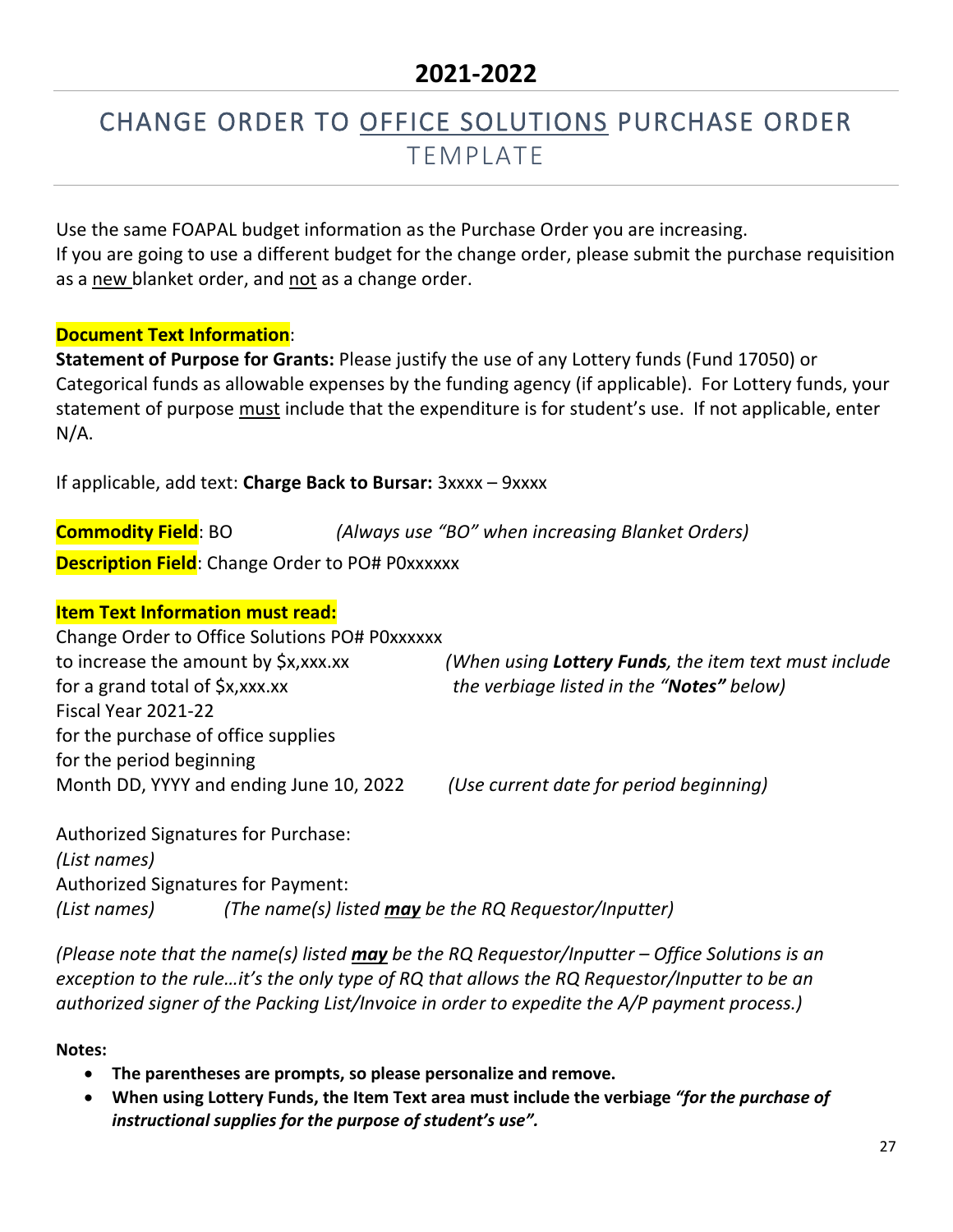# 2021-2022

## CHANGE ORDER TO OFFICE SOLUTIONS PURCHASE ORDER TEMPLATE

Use the same FOAPAL budget information as the Purchase Order you are increasing.
If you are going to use a different budget for the change order, please submit the purchase requisition as a new blanket order, and not as a change order.

**Document Text Information**:
**Statement of Purpose for Grants:** Please justify the use of any Lottery funds (Fund 17050) or Categorical funds as allowable expenses by the funding agency (if applicable). For Lottery funds, your statement of purpose must include that the expenditure is for student's use. If not applicable, enter N/A.

If applicable, add text: **Charge Back to Bursar:** 3xxxx – 9xxxx

**Commodity Field**: BO *(Always use "BO" when increasing Blanket Orders)*

**Description Field**: Change Order to PO# P0xxxxxx

**Item Text Information must read:**

Change Order to Office Solutions PO# P0xxxxxx
to increase the amount by $x,xxx.xx
for a grand total of $x,xxx.xx
Fiscal Year 2021-22
for the purchase of office supplies
for the period beginning
Month DD, YYYY and ending June 10, 2022

*(When using **Lottery Funds**, the item text must include the verbiage listed in the "**Notes"** below)*

*(Use current date for period beginning)*

Authorized Signatures for Purchase:
*(List names)*
Authorized Signatures for Payment:
*(List names)* *(The name(s) listed **may** be the RQ Requestor/Inputter)*

*(Please note that the name(s) listed **may** be the RQ Requestor/Inputter – Office Solutions is an exception to the rule…it's the only type of RQ that allows the RQ Requestor/Inputter to be an authorized signer of the Packing List/Invoice in order to expedite the A/P payment process.)*

**Notes:**

- **The parentheses are prompts, so please personalize and remove.**
- **When using Lottery Funds, the Item Text area must include the verbiage *"for the purchase of instructional supplies for the purpose of student's use".***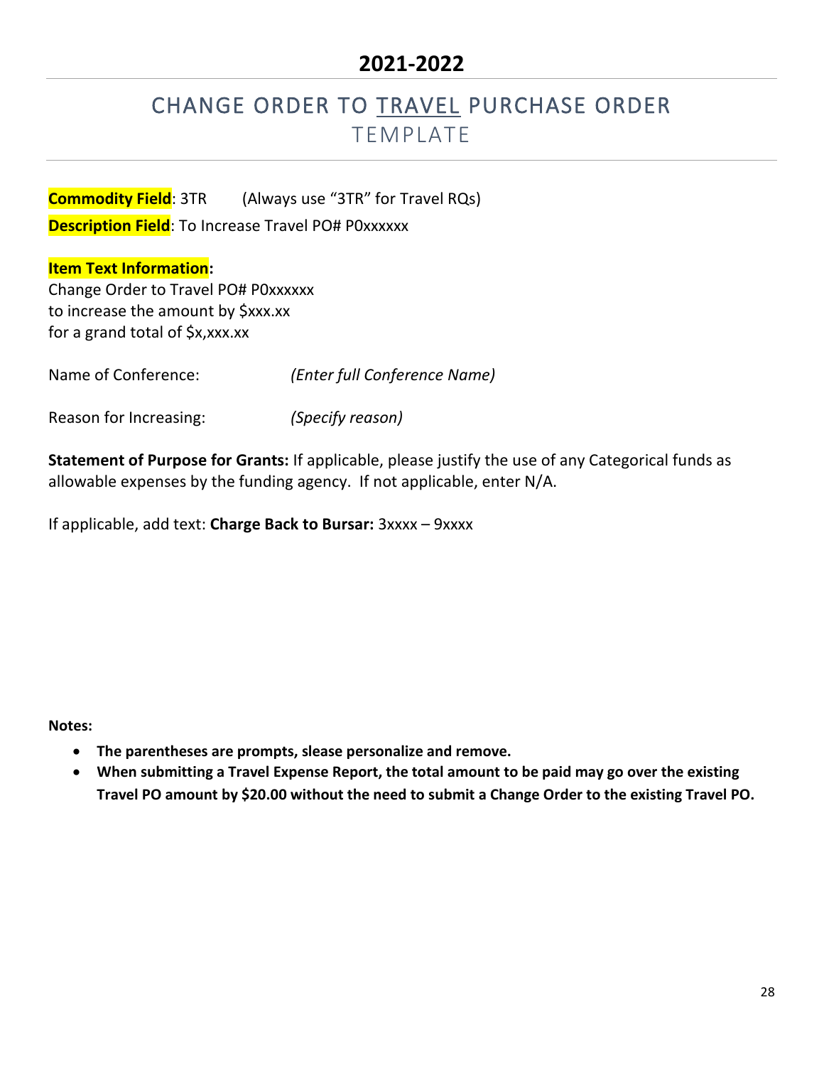# 2021-2022

## CHANGE ORDER TO TRAVEL PURCHASE ORDER
### TEMPLATE

**Commodity Field**: 3TR (Always use “3TR” for Travel RQs)

**Description Field**: To Increase Travel PO# P0xxxxxx

**Item Text Information:**

Change Order to Travel PO# P0xxxxxx
to increase the amount by $xxx.xx
for a grand total of $x,xxx.xx

Name of Conference: *(Enter full Conference Name)*

Reason for Increasing: *(Specify reason)*

**Statement of Purpose for Grants:** If applicable, please justify the use of any Categorical funds as allowable expenses by the funding agency. If not applicable, enter N/A.

If applicable, add text: **Charge Back to Bursar:** 3xxxx – 9xxxx

**Notes:**

- **The parentheses are prompts, slease personalize and remove.**
- **When submitting a Travel Expense Report, the total amount to be paid may go over the existing Travel PO amount by $20.00 without the need to submit a Change Order to the existing Travel PO.**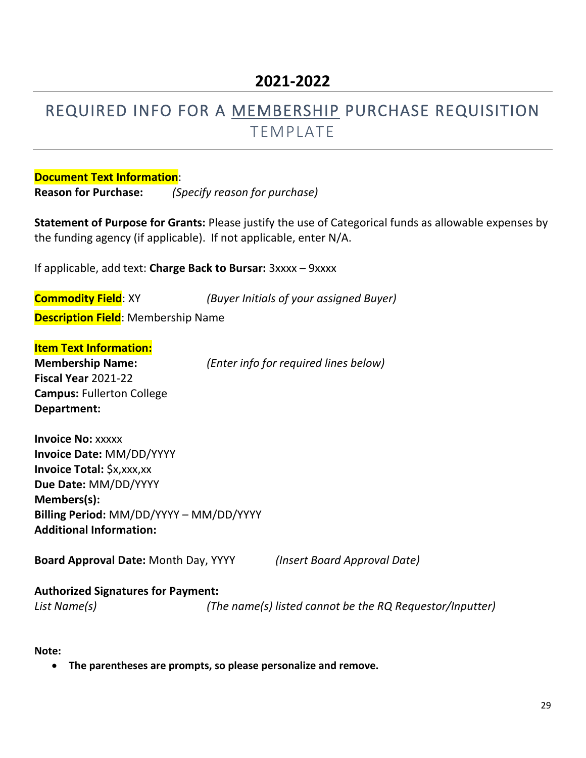## 2021-2022

# REQUIRED INFO FOR A MEMBERSHIP PURCHASE REQUISITION TEMPLATE

**Document Text Information**:

**Reason for Purchase:** *(Specify reason for purchase)*

**Statement of Purpose for Grants:** Please justify the use of Categorical funds as allowable expenses by the funding agency (if applicable). If not applicable, enter N/A.

If applicable, add text: **Charge Back to Bursar:** 3xxxx – 9xxxx

**Commodity Field**: XY *(Buyer Initials of your assigned Buyer)*

**Description Field**: Membership Name

**Item Text Information:**

**Membership Name:** *(Enter info for required lines below)*
**Fiscal Year** 2021-22
**Campus:** Fullerton College
**Department:**

**Invoice No:** xxxxx
**Invoice Date:** MM/DD/YYYY
**Invoice Total:** $x,xxx,xx
**Due Date:** MM/DD/YYYY
**Members(s):**
**Billing Period:** MM/DD/YYYY – MM/DD/YYYY
**Additional Information:**

**Board Approval Date:** Month Day, YYYY *(Insert Board Approval Date)*

**Authorized Signatures for Payment:**
*List Name(s)* *(The name(s) listed cannot be the RQ Requestor/Inputter)*

**Note:**

- **The parentheses are prompts, so please personalize and remove.**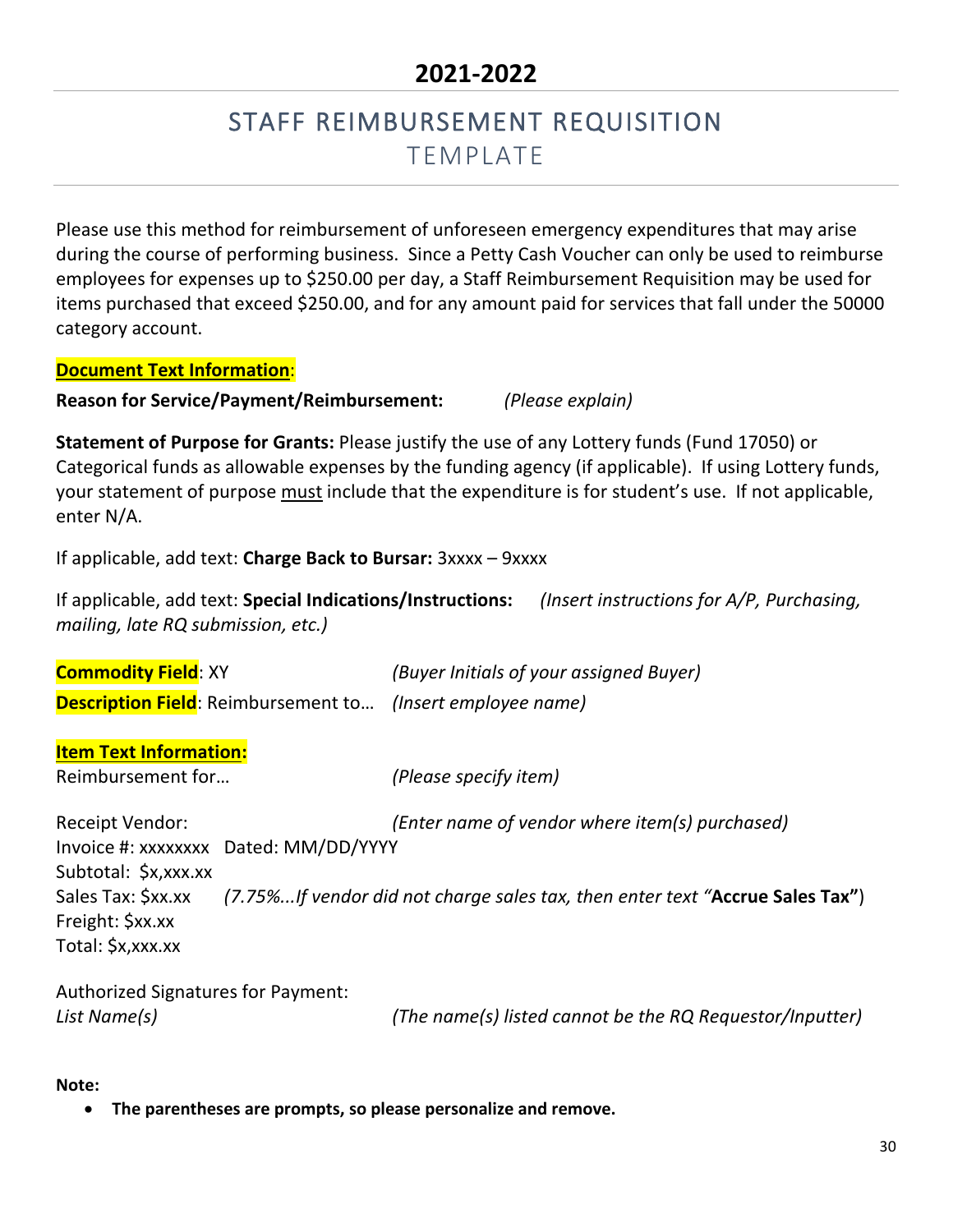# 2021-2022

## STAFF REIMBURSEMENT REQUISITION
### TEMPLATE

Please use this method for reimbursement of unforeseen emergency expenditures that may arise during the course of performing business. Since a Petty Cash Voucher can only be used to reimburse employees for expenses up to $250.00 per day, a Staff Reimbursement Requisition may be used for items purchased that exceed $250.00, and for any amount paid for services that fall under the 50000 category account.

**Document Text Information**:

**Reason for Service/Payment/Reimbursement:** *(Please explain)*

**Statement of Purpose for Grants:** Please justify the use of any Lottery funds (Fund 17050) or Categorical funds as allowable expenses by the funding agency (if applicable). If using Lottery funds, your statement of purpose must include that the expenditure is for student's use. If not applicable, enter N/A.

If applicable, add text: **Charge Back to Bursar:** 3xxxx – 9xxxx

If applicable, add text: **Special Indications/Instructions:** *(Insert instructions for A/P, Purchasing, mailing, late RQ submission, etc.)*

**Commodity Field**: XY *(Buyer Initials of your assigned Buyer)*

**Description Field**: Reimbursement to… *(Insert employee name)*

**Item Text Information:**

Reimbursement for… *(Please specify item)*

Receipt Vendor: *(Enter name of vendor where item(s) purchased)*
Invoice #: xxxxxxxx Dated: MM/DD/YYYY
Subtotal: $x,xxx.xx
Sales Tax: $xx.xx *(7.75%...If vendor did not charge sales tax, then enter text "***Accrue Sales Tax"***)*
Freight: $xx.xx
Total: $x,xxx.xx

Authorized Signatures for Payment:
*List Name(s)* *(The name(s) listed cannot be the RQ Requestor/Inputter)*

**Note:**

- **The parentheses are prompts, so please personalize and remove.**